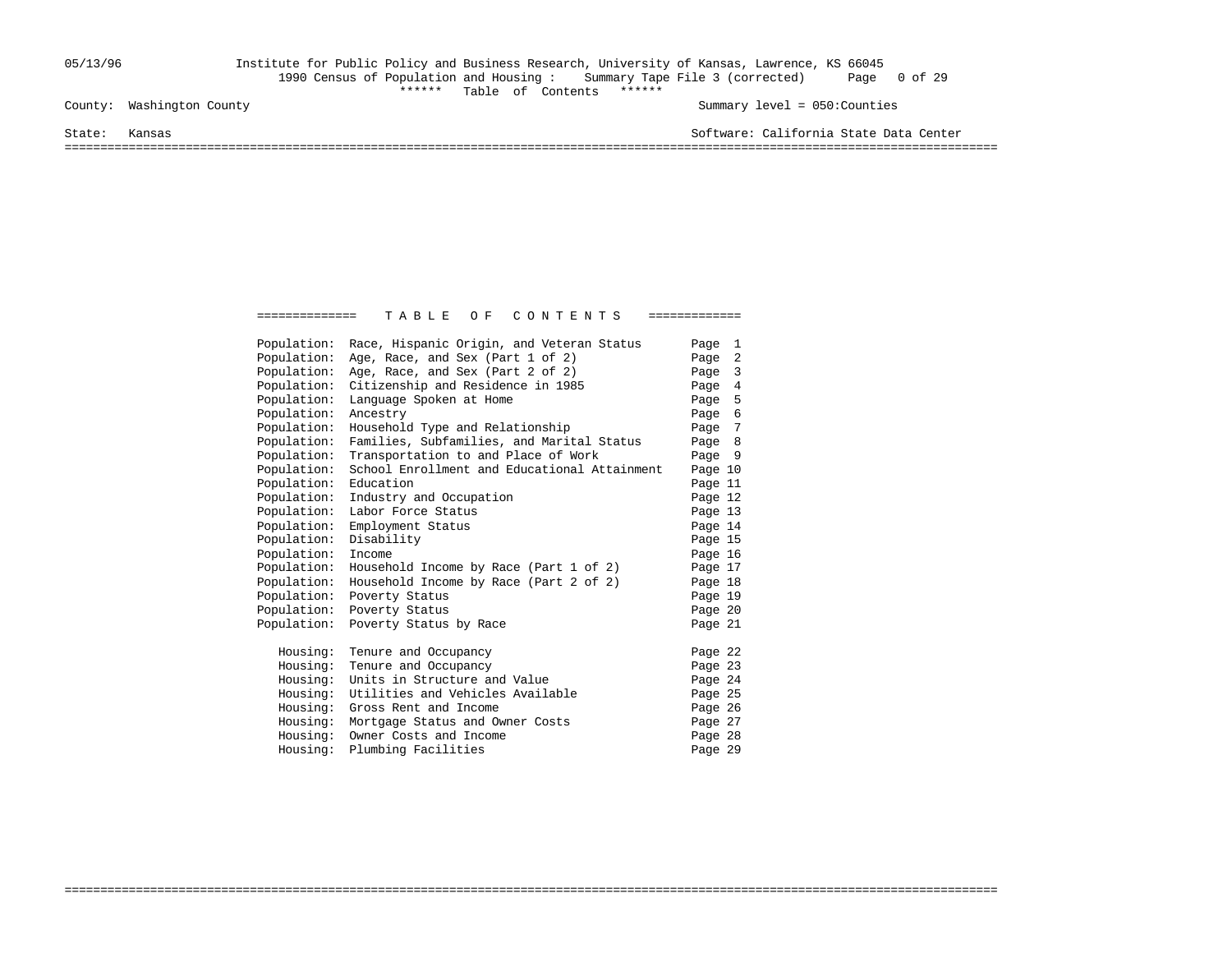05/13/96 Institute for Public Policy and Business Research, University of Kansas, Lawrence, KS 66045

1990 Census of Population and Housing : Summary Tape File 3 (corrected)

****** Table of Contents ******

County: Washington County Summary level = 050:Counties

State: Kansas Software: California State Data Center

# TABLE OF CONTENTS

| Category | Topic | Page |
|---|---|---|
| Population: | Race, Hispanic Origin, and Veteran Status | Page 1 |
| Population: | Age, Race, and Sex (Part 1 of 2) | Page 2 |
| Population: | Age, Race, and Sex (Part 2 of 2) | Page 3 |
| Population: | Citizenship and Residence in 1985 | Page 4 |
| Population: | Language Spoken at Home | Page 5 |
| Population: | Ancestry | Page 6 |
| Population: | Household Type and Relationship | Page 7 |
| Population: | Families, Subfamilies, and Marital Status | Page 8 |
| Population: | Transportation to and Place of Work | Page 9 |
| Population: | School Enrollment and Educational Attainment | Page 10 |
| Population: | Education | Page 11 |
| Population: | Industry and Occupation | Page 12 |
| Population: | Labor Force Status | Page 13 |
| Population: | Employment Status | Page 14 |
| Population: | Disability | Page 15 |
| Population: | Income | Page 16 |
| Population: | Household Income by Race (Part 1 of 2) | Page 17 |
| Population: | Household Income by Race (Part 2 of 2) | Page 18 |
| Population: | Poverty Status | Page 19 |
| Population: | Poverty Status | Page 20 |
| Population: | Poverty Status by Race | Page 21 |
| Housing: | Tenure and Occupancy | Page 22 |
| Housing: | Tenure and Occupancy | Page 23 |
| Housing: | Units in Structure and Value | Page 24 |
| Housing: | Utilities and Vehicles Available | Page 25 |
| Housing: | Gross Rent and Income | Page 26 |
| Housing: | Mortgage Status and Owner Costs | Page 27 |
| Housing: | Owner Costs and Income | Page 28 |
| Housing: | Plumbing Facilities | Page 29 |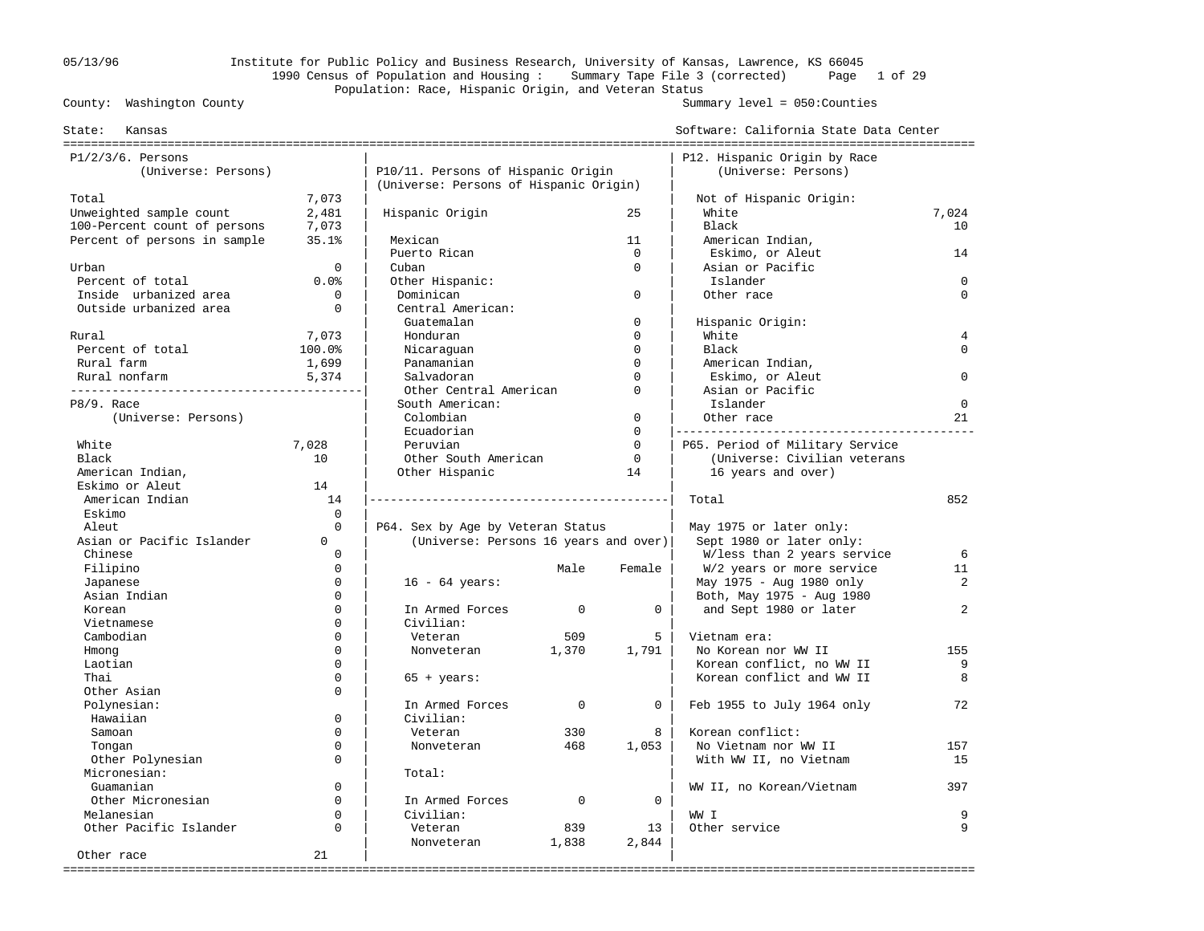05/13/96 Institute for Public Policy and Business Research, University of Kansas, Lawrence, KS 66045
1990 Census of Population and Housing : Summary Tape File 3 (corrected)
Population: Race, Hispanic Origin, and Veteran Status

County: Washington County — Summary level = 050:Counties

State: Kansas — Software: California State Data Center

## P1/2/3/6. Persons
(Universe: Persons)

| | |
|---|---|
| Total | 7,073 |
| Unweighted sample count | 2,481 |
| 100-Percent count of persons | 7,073 |
| Percent of persons in sample | 35.1% |
| Urban | 0 |
| Percent of total | 0.0% |
| Inside urbanized area | 0 |
| Outside urbanized area | 0 |
| Rural | 7,073 |
| Percent of total | 100.0% |
| Rural farm | 1,699 |
| Rural nonfarm | 5,374 |

## P8/9. Race
(Universe: Persons)

| | |
|---|---|
| White | 7,028 |
| Black | 10 |
| American Indian, Eskimo or Aleut | 14 |
| American Indian | 14 |
| Eskimo | 0 |
| Aleut | 0 |
| Asian or Pacific Islander | 0 |
| Chinese | 0 |
| Filipino | 0 |
| Japanese | 0 |
| Asian Indian | 0 |
| Korean | 0 |
| Vietnamese | 0 |
| Cambodian | 0 |
| Hmong | 0 |
| Laotian | 0 |
| Thai | 0 |
| Other Asian | 0 |
| Polynesian: | |
| Hawaiian | 0 |
| Samoan | 0 |
| Tongan | 0 |
| Other Polynesian | 0 |
| Micronesian: | |
| Guamanian | 0 |
| Other Micronesian | 0 |
| Melanesian | 0 |
| Other Pacific Islander | 0 |
| Other race | 21 |

## P10/11. Persons of Hispanic Origin
(Universe: Persons of Hispanic Origin)

| | |
|---|---|
| Hispanic Origin | 25 |
| Mexican | 11 |
| Puerto Rican | 0 |
| Cuban | 0 |
| Other Hispanic: | |
| Dominican | 0 |
| Central American: | |
| Guatemalan | 0 |
| Honduran | 0 |
| Nicaraguan | 0 |
| Panamanian | 0 |
| Salvadoran | 0 |
| Other Central American | 0 |
| South American: | |
| Colombian | 0 |
| Ecuadorian | 0 |
| Peruvian | 0 |
| Other South American | 0 |
| Other Hispanic | 14 |

## P64. Sex by Age by Veteran Status
(Universe: Persons 16 years and over)

| | Male | Female |
|---|---|---|
| **16 - 64 years:** | | |
| In Armed Forces | 0 | 0 |
| Civilian: | | |
| Veteran | 509 | 5 |
| Nonveteran | 1,370 | 1,791 |
| **65 + years:** | | |
| In Armed Forces | 0 | 0 |
| Civilian: | | |
| Veteran | 330 | 8 |
| Nonveteran | 468 | 1,053 |
| **Total:** | | |
| In Armed Forces | 0 | 0 |
| Civilian: | | |
| Veteran | 839 | 13 |
| Nonveteran | 1,838 | 2,844 |

## P12. Hispanic Origin by Race
(Universe: Persons)

| | |
|---|---|
| **Not of Hispanic Origin:** | |
| White | 7,024 |
| Black | 10 |
| American Indian, Eskimo, or Aleut | 14 |
| Asian or Pacific Islander | 0 |
| Other race | 0 |
| **Hispanic Origin:** | |
| White | 4 |
| Black | 0 |
| American Indian, Eskimo, or Aleut | 0 |
| Asian or Pacific Islander | 0 |
| Other race | 21 |

## P65. Period of Military Service
(Universe: Civilian veterans 16 years and over)

| | |
|---|---|
| Total | 852 |
| May 1975 or later only: | |
| Sept 1980 or later only: | |
| W/less than 2 years service | 6 |
| W/2 years or more service | 11 |
| May 1975 - Aug 1980 only | 2 |
| Both, May 1975 - Aug 1980 and Sept 1980 or later | 2 |
| Vietnam era: | |
| No Korean nor WW II | 155 |
| Korean conflict, no WW II | 9 |
| Korean conflict and WW II | 8 |
| Feb 1955 to July 1964 only | 72 |
| Korean conflict: | |
| No Vietnam nor WW II | 157 |
| With WW II, no Vietnam | 15 |
| WW II, no Korean/Vietnam | 397 |
| WW I | 9 |
| Other service | 9 |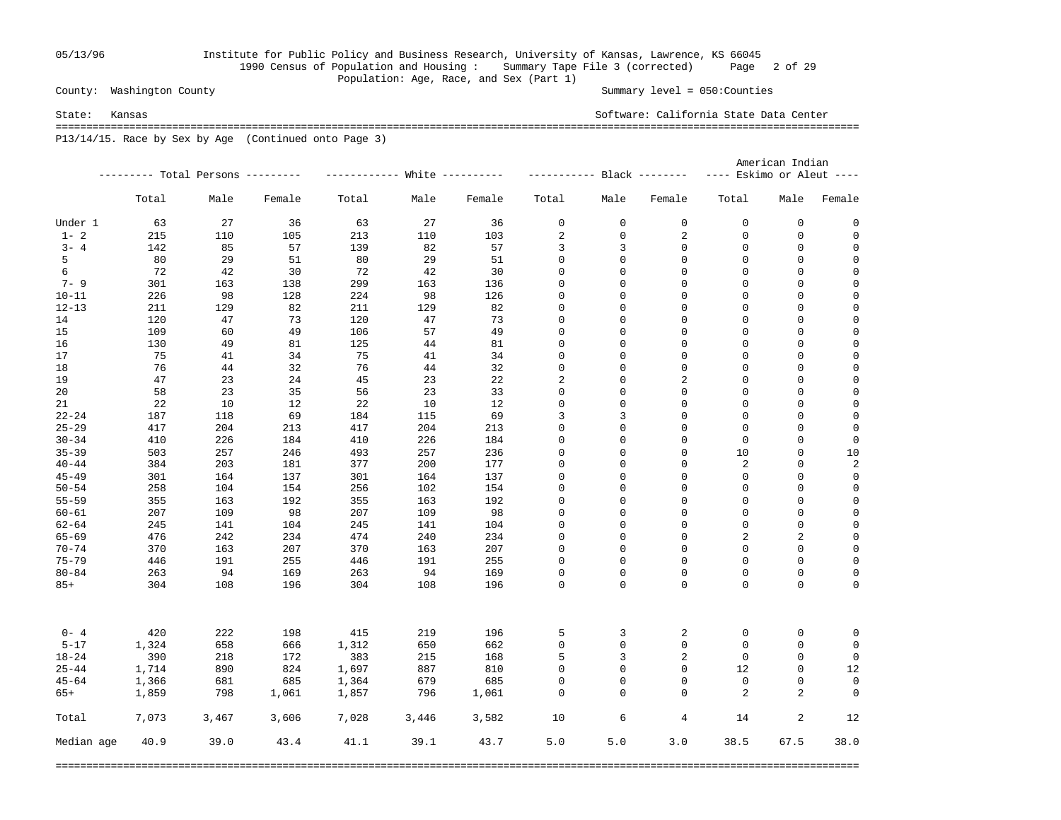05/13/96 Institute for Public Policy and Business Research, University of Kansas, Lawrence, KS 66045
1990 Census of Population and Housing : Summary Tape File 3 (corrected)
Population: Age, Race, and Sex (Part 1)

County: Washington County Summary level = 050:Counties

State: Kansas Software: California State Data Center

P13/14/15. Race by Sex by Age (Continued onto Page 3)

| | Total Persons | | | White | | | Black | | | American Indian Eskimo or Aleut | | |
|---|---|---|---|---|---|---|---|---|---|---|---|---|
| | Total | Male | Female | Total | Male | Female | Total | Male | Female | Total | Male | Female |
| Under 1 | 63 | 27 | 36 | 63 | 27 | 36 | 0 | 0 | 0 | 0 | 0 | 0 |
| 1- 2 | 215 | 110 | 105 | 213 | 110 | 103 | 2 | 0 | 2 | 0 | 0 | 0 |
| 3- 4 | 142 | 85 | 57 | 139 | 82 | 57 | 3 | 3 | 0 | 0 | 0 | 0 |
| 5 | 80 | 29 | 51 | 80 | 29 | 51 | 0 | 0 | 0 | 0 | 0 | 0 |
| 6 | 72 | 42 | 30 | 72 | 42 | 30 | 0 | 0 | 0 | 0 | 0 | 0 |
| 7- 9 | 301 | 163 | 138 | 299 | 163 | 136 | 0 | 0 | 0 | 0 | 0 | 0 |
| 10-11 | 226 | 98 | 128 | 224 | 98 | 126 | 0 | 0 | 0 | 0 | 0 | 0 |
| 12-13 | 211 | 129 | 82 | 211 | 129 | 82 | 0 | 0 | 0 | 0 | 0 | 0 |
| 14 | 120 | 47 | 73 | 120 | 47 | 73 | 0 | 0 | 0 | 0 | 0 | 0 |
| 15 | 109 | 60 | 49 | 106 | 57 | 49 | 0 | 0 | 0 | 0 | 0 | 0 |
| 16 | 130 | 49 | 81 | 125 | 44 | 81 | 0 | 0 | 0 | 0 | 0 | 0 |
| 17 | 75 | 41 | 34 | 75 | 41 | 34 | 0 | 0 | 0 | 0 | 0 | 0 |
| 18 | 76 | 44 | 32 | 76 | 44 | 32 | 0 | 0 | 0 | 0 | 0 | 0 |
| 19 | 47 | 23 | 24 | 45 | 23 | 22 | 2 | 0 | 2 | 0 | 0 | 0 |
| 20 | 58 | 23 | 35 | 56 | 23 | 33 | 0 | 0 | 0 | 0 | 0 | 0 |
| 21 | 22 | 10 | 12 | 22 | 10 | 12 | 0 | 0 | 0 | 0 | 0 | 0 |
| 22-24 | 187 | 118 | 69 | 184 | 115 | 69 | 3 | 3 | 0 | 0 | 0 | 0 |
| 25-29 | 417 | 204 | 213 | 417 | 204 | 213 | 0 | 0 | 0 | 0 | 0 | 0 |
| 30-34 | 410 | 226 | 184 | 410 | 226 | 184 | 0 | 0 | 0 | 0 | 0 | 0 |
| 35-39 | 503 | 257 | 246 | 493 | 257 | 236 | 0 | 0 | 0 | 10 | 0 | 10 |
| 40-44 | 384 | 203 | 181 | 377 | 200 | 177 | 0 | 0 | 0 | 2 | 0 | 2 |
| 45-49 | 301 | 164 | 137 | 301 | 164 | 137 | 0 | 0 | 0 | 0 | 0 | 0 |
| 50-54 | 258 | 104 | 154 | 256 | 102 | 154 | 0 | 0 | 0 | 0 | 0 | 0 |
| 55-59 | 355 | 163 | 192 | 355 | 163 | 192 | 0 | 0 | 0 | 0 | 0 | 0 |
| 60-61 | 207 | 109 | 98 | 207 | 109 | 98 | 0 | 0 | 0 | 0 | 0 | 0 |
| 62-64 | 245 | 141 | 104 | 245 | 141 | 104 | 0 | 0 | 0 | 0 | 0 | 0 |
| 65-69 | 476 | 242 | 234 | 474 | 240 | 234 | 0 | 0 | 0 | 2 | 2 | 0 |
| 70-74 | 370 | 163 | 207 | 370 | 163 | 207 | 0 | 0 | 0 | 0 | 0 | 0 |
| 75-79 | 446 | 191 | 255 | 446 | 191 | 255 | 0 | 0 | 0 | 0 | 0 | 0 |
| 80-84 | 263 | 94 | 169 | 263 | 94 | 169 | 0 | 0 | 0 | 0 | 0 | 0 |
| 85+ | 304 | 108 | 196 | 304 | 108 | 196 | 0 | 0 | 0 | 0 | 0 | 0 |
| 0- 4 | 420 | 222 | 198 | 415 | 219 | 196 | 5 | 3 | 2 | 0 | 0 | 0 |
| 5-17 | 1,324 | 658 | 666 | 1,312 | 650 | 662 | 0 | 0 | 0 | 0 | 0 | 0 |
| 18-24 | 390 | 218 | 172 | 383 | 215 | 168 | 5 | 3 | 2 | 0 | 0 | 0 |
| 25-44 | 1,714 | 890 | 824 | 1,697 | 887 | 810 | 0 | 0 | 0 | 12 | 0 | 12 |
| 45-64 | 1,366 | 681 | 685 | 1,364 | 679 | 685 | 0 | 0 | 0 | 0 | 0 | 0 |
| 65+ | 1,859 | 798 | 1,061 | 1,857 | 796 | 1,061 | 0 | 0 | 0 | 2 | 2 | 0 |
| Total | 7,073 | 3,467 | 3,606 | 7,028 | 3,446 | 3,582 | 10 | 6 | 4 | 14 | 2 | 12 |
| Median age | 40.9 | 39.0 | 43.4 | 41.1 | 39.1 | 43.7 | 5.0 | 5.0 | 3.0 | 38.5 | 67.5 | 38.0 |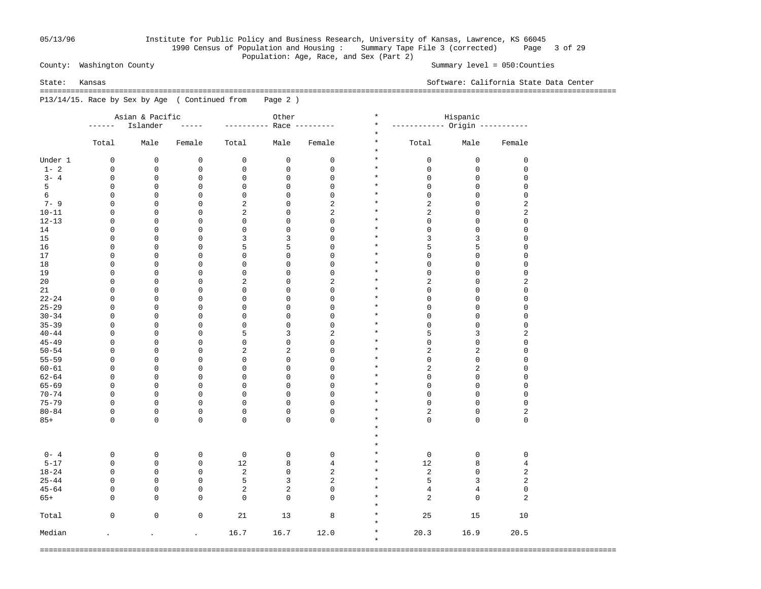County: Washington County — Summary level = 050:Counties

State: Kansas — Software: California State Data Center

1990 Census of Population and Housing : Summary Tape File 3 (corrected)

Population: Age, Race, and Sex (Part 2)

## P13/14/15. Race by Sex by Age ( Continued from Page 2 )

| | Asian & Pacific Islander | | | Other Race | | | Hispanic Origin | | |
|---|---|---|---|---|---|---|---|---|---|
| | Total | Male | Female | Total | Male | Female | Total | Male | Female |
| Under 1 | 0 | 0 | 0 | 0 | 0 | 0 | 0 | 0 | 0 |
| 1- 2 | 0 | 0 | 0 | 0 | 0 | 0 | 0 | 0 | 0 |
| 3- 4 | 0 | 0 | 0 | 0 | 0 | 0 | 0 | 0 | 0 |
| 5 | 0 | 0 | 0 | 0 | 0 | 0 | 0 | 0 | 0 |
| 6 | 0 | 0 | 0 | 0 | 0 | 0 | 0 | 0 | 0 |
| 7- 9 | 0 | 0 | 0 | 2 | 0 | 2 | 2 | 0 | 2 |
| 10-11 | 0 | 0 | 0 | 2 | 0 | 2 | 2 | 0 | 2 |
| 12-13 | 0 | 0 | 0 | 0 | 0 | 0 | 0 | 0 | 0 |
| 14 | 0 | 0 | 0 | 0 | 0 | 0 | 0 | 0 | 0 |
| 15 | 0 | 0 | 0 | 3 | 3 | 0 | 3 | 3 | 0 |
| 16 | 0 | 0 | 0 | 5 | 5 | 0 | 5 | 5 | 0 |
| 17 | 0 | 0 | 0 | 0 | 0 | 0 | 0 | 0 | 0 |
| 18 | 0 | 0 | 0 | 0 | 0 | 0 | 0 | 0 | 0 |
| 19 | 0 | 0 | 0 | 0 | 0 | 0 | 0 | 0 | 0 |
| 20 | 0 | 0 | 0 | 2 | 0 | 2 | 2 | 0 | 2 |
| 21 | 0 | 0 | 0 | 0 | 0 | 0 | 0 | 0 | 0 |
| 22-24 | 0 | 0 | 0 | 0 | 0 | 0 | 0 | 0 | 0 |
| 25-29 | 0 | 0 | 0 | 0 | 0 | 0 | 0 | 0 | 0 |
| 30-34 | 0 | 0 | 0 | 0 | 0 | 0 | 0 | 0 | 0 |
| 35-39 | 0 | 0 | 0 | 0 | 0 | 0 | 0 | 0 | 0 |
| 40-44 | 0 | 0 | 0 | 5 | 3 | 2 | 5 | 3 | 2 |
| 45-49 | 0 | 0 | 0 | 0 | 0 | 0 | 0 | 0 | 0 |
| 50-54 | 0 | 0 | 0 | 2 | 2 | 0 | 2 | 2 | 0 |
| 55-59 | 0 | 0 | 0 | 0 | 0 | 0 | 0 | 0 | 0 |
| 60-61 | 0 | 0 | 0 | 0 | 0 | 0 | 2 | 2 | 0 |
| 62-64 | 0 | 0 | 0 | 0 | 0 | 0 | 0 | 0 | 0 |
| 65-69 | 0 | 0 | 0 | 0 | 0 | 0 | 0 | 0 | 0 |
| 70-74 | 0 | 0 | 0 | 0 | 0 | 0 | 0 | 0 | 0 |
| 75-79 | 0 | 0 | 0 | 0 | 0 | 0 | 0 | 0 | 0 |
| 80-84 | 0 | 0 | 0 | 0 | 0 | 0 | 2 | 0 | 2 |
| 85+ | 0 | 0 | 0 | 0 | 0 | 0 | 0 | 0 | 0 |
| 0- 4 | 0 | 0 | 0 | 0 | 0 | 0 | 0 | 0 | 0 |
| 5-17 | 0 | 0 | 0 | 12 | 8 | 4 | 12 | 8 | 4 |
| 18-24 | 0 | 0 | 0 | 2 | 0 | 2 | 2 | 0 | 2 |
| 25-44 | 0 | 0 | 0 | 5 | 3 | 2 | 5 | 3 | 2 |
| 45-64 | 0 | 0 | 0 | 2 | 2 | 0 | 4 | 4 | 0 |
| 65+ | 0 | 0 | 0 | 0 | 0 | 0 | 2 | 0 | 2 |
| Total | 0 | 0 | 0 | 21 | 13 | 8 | 25 | 15 | 10 |
| Median | . | . | . | 16.7 | 16.7 | 12.0 | 20.3 | 16.9 | 20.5 |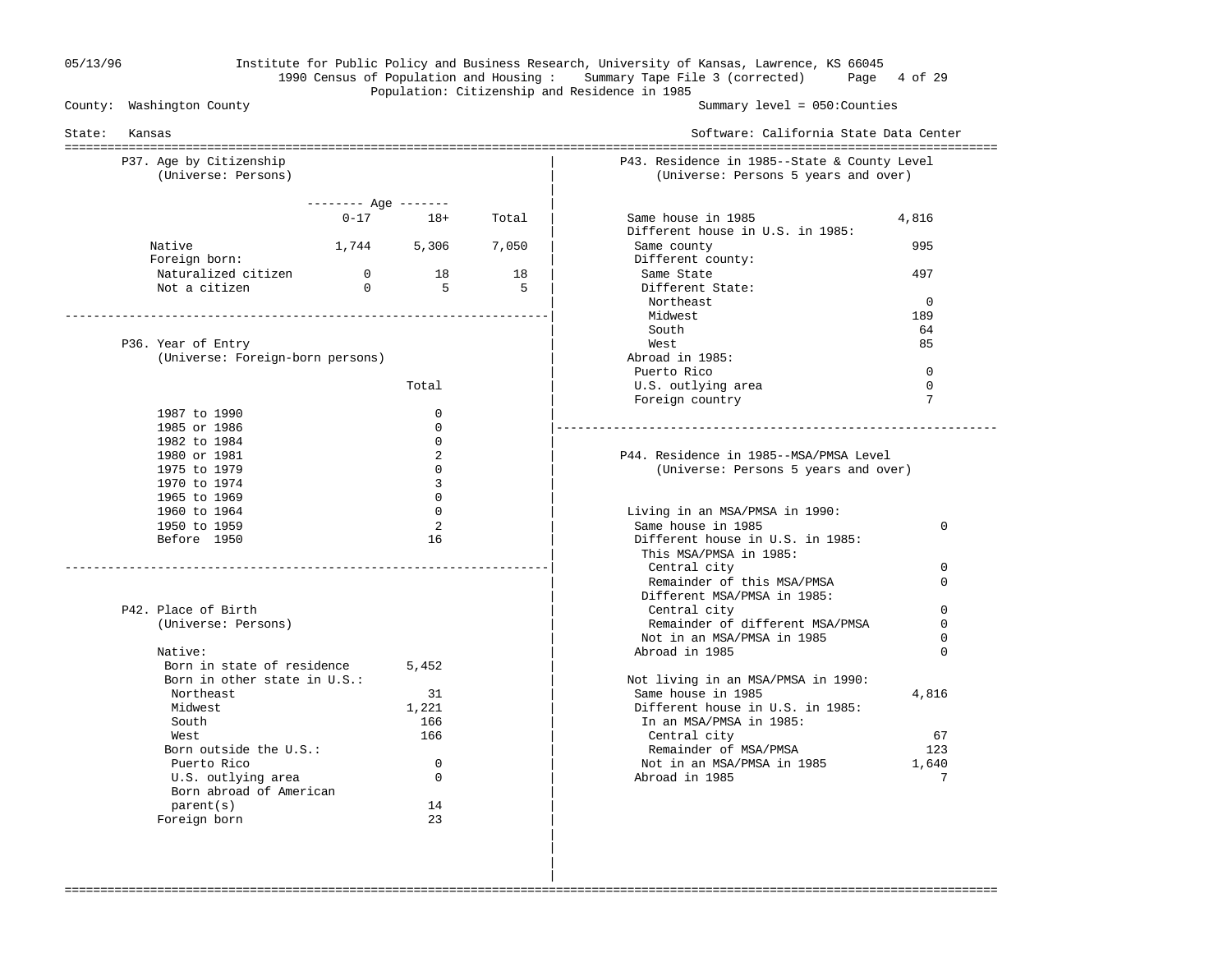05/13/96 Institute for Public Policy and Business Research, University of Kansas, Lawrence, KS 66045
1990 Census of Population and Housing : Summary Tape File 3 (corrected)
Population: Citizenship and Residence in 1985

County: Washington County — Summary level = 050:Counties

State: Kansas — Software: California State Data Center

## P37. Age by Citizenship
(Universe: Persons)

| | Age 0-17 | Age 18+ | Total |
|---|---|---|---|
| Native | 1,744 | 5,306 | 7,050 |
| Foreign born: | | | |
| Naturalized citizen | 0 | 18 | 18 |
| Not a citizen | 0 | 5 | 5 |

## P36. Year of Entry
(Universe: Foreign-born persons)

| | Total |
|---|---|
| 1987 to 1990 | 0 |
| 1985 or 1986 | 0 |
| 1982 to 1984 | 0 |
| 1980 or 1981 | 2 |
| 1975 to 1979 | 0 |
| 1970 to 1974 | 3 |
| 1965 to 1969 | 0 |
| 1960 to 1964 | 0 |
| 1950 to 1959 | 2 |
| Before 1950 | 16 |

## P42. Place of Birth
(Universe: Persons)

| | |
|---|---|
| Native: | |
| Born in state of residence | 5,452 |
| Born in other state in U.S.: | |
| Northeast | 31 |
| Midwest | 1,221 |
| South | 166 |
| West | 166 |
| Born outside the U.S.: | |
| Puerto Rico | 0 |
| U.S. outlying area | 0 |
| Born abroad of American parent(s) | 14 |
| Foreign born | 23 |

## P43. Residence in 1985--State & County Level
(Universe: Persons 5 years and over)

| | |
|---|---|
| Same house in 1985 | 4,816 |
| Different house in U.S. in 1985: | |
| Same county | 995 |
| Different county: | |
| Same State | 497 |
| Different State: | |
| Northeast | 0 |
| Midwest | 189 |
| South | 64 |
| West | 85 |
| Abroad in 1985: | |
| Puerto Rico | 0 |
| U.S. outlying area | 0 |
| Foreign country | 7 |

## P44. Residence in 1985--MSA/PMSA Level
(Universe: Persons 5 years and over)

| | |
|---|---|
| Living in an MSA/PMSA in 1990: | |
| Same house in 1985 | 0 |
| Different house in U.S. in 1985: | |
| This MSA/PMSA in 1985: | |
| Central city | 0 |
| Remainder of this MSA/PMSA | 0 |
| Different MSA/PMSA in 1985: | |
| Central city | 0 |
| Remainder of different MSA/PMSA | 0 |
| Not in an MSA/PMSA in 1985 | 0 |
| Abroad in 1985 | 0 |
| Not living in an MSA/PMSA in 1990: | |
| Same house in 1985 | 4,816 |
| Different house in U.S. in 1985: | |
| In an MSA/PMSA in 1985: | |
| Central city | 67 |
| Remainder of MSA/PMSA | 123 |
| Not in an MSA/PMSA in 1985 | 1,640 |
| Abroad in 1985 | 7 |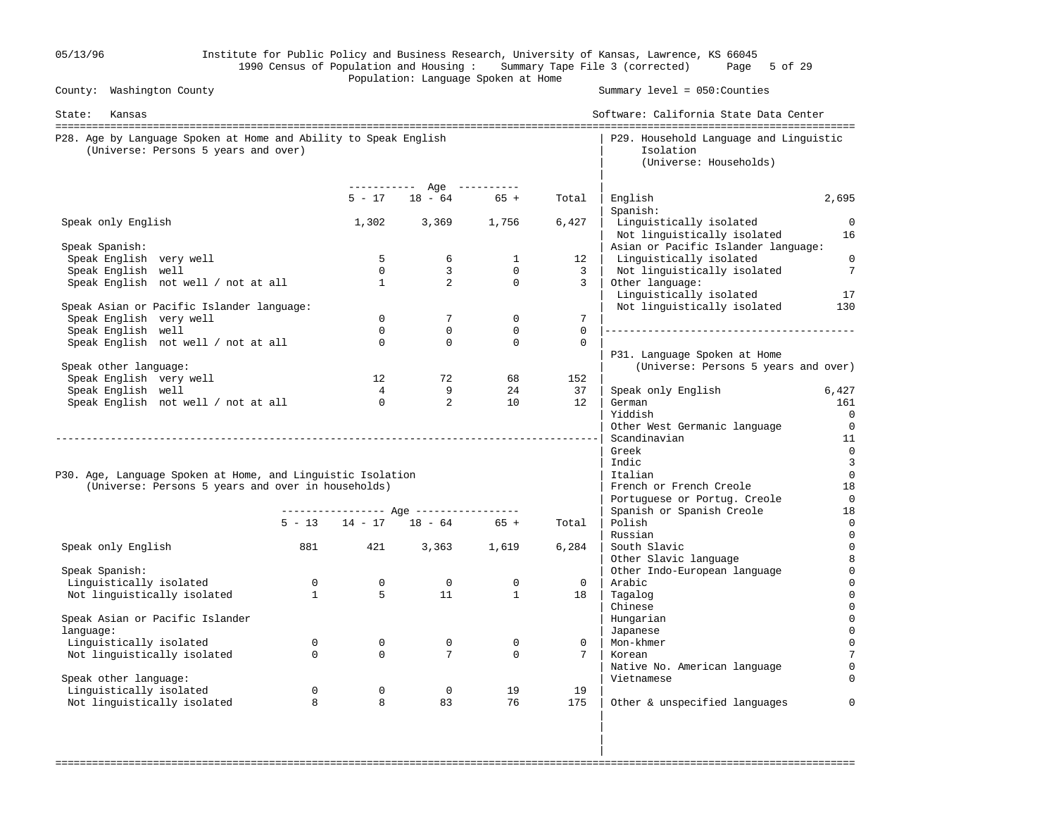Institute for Public Policy and Business Research, University of Kansas, Lawrence, KS 66045
1990 Census of Population and Housing : Summary Tape File 3 (corrected)
Population: Language Spoken at Home

County: Washington County — Summary level = 050:Counties

State: Kansas — Software: California State Data Center

## P28. Age by Language Spoken at Home and Ability to Speak English
(Universe: Persons 5 years and over)

| | Age 5 - 17 | Age 18 - 64 | Age 65 + | Total |
|---|---|---|---|---|
| Speak only English | 1,302 | 3,369 | 1,756 | 6,427 |
| **Speak Spanish:** | | | | |
| Speak English very well | 5 | 6 | 1 | 12 |
| Speak English well | 0 | 3 | 0 | 3 |
| Speak English not well / not at all | 1 | 2 | 0 | 3 |
| **Speak Asian or Pacific Islander language:** | | | | |
| Speak English very well | 0 | 7 | 0 | 7 |
| Speak English well | 0 | 0 | 0 | 0 |
| Speak English not well / not at all | 0 | 0 | 0 | 0 |
| **Speak other language:** | | | | |
| Speak English very well | 12 | 72 | 68 | 152 |
| Speak English well | 4 | 9 | 24 | 37 |
| Speak English not well / not at all | 0 | 2 | 10 | 12 |

## P30. Age, Language Spoken at Home, and Linguistic Isolation
(Universe: Persons 5 years and over in households)

| | Age 5 - 13 | Age 14 - 17 | Age 18 - 64 | Age 65 + | Total |
|---|---|---|---|---|---|
| Speak only English | 881 | 421 | 3,363 | 1,619 | 6,284 |
| **Speak Spanish:** | | | | | |
| Linguistically isolated | 0 | 0 | 0 | 0 | 0 |
| Not linguistically isolated | 1 | 5 | 11 | 1 | 18 |
| **Speak Asian or Pacific Islander language:** | | | | | |
| Linguistically isolated | 0 | 0 | 0 | 0 | 0 |
| Not linguistically isolated | 0 | 0 | 7 | 0 | 7 |
| **Speak other language:** | | | | | |
| Linguistically isolated | 0 | 0 | 0 | 19 | 19 |
| Not linguistically isolated | 8 | 8 | 83 | 76 | 175 |

## P29. Household Language and Linguistic Isolation
(Universe: Households)

| | Households |
|---|---|
| English | 2,695 |
| **Spanish:** | |
| Linguistically isolated | 0 |
| Not linguistically isolated | 16 |
| **Asian or Pacific Islander language:** | |
| Linguistically isolated | 0 |
| Not linguistically isolated | 7 |
| **Other language:** | |
| Linguistically isolated | 17 |
| Not linguistically isolated | 130 |

## P31. Language Spoken at Home
(Universe: Persons 5 years and over)

| Language | Persons |
|---|---|
| Speak only English | 6,427 |
| German | 161 |
| Yiddish | 0 |
| Other West Germanic language | 0 |
| Scandinavian | 11 |
| Greek | 0 |
| Indic | 3 |
| Italian | 0 |
| French or French Creole | 18 |
| Portuguese or Portug. Creole | 0 |
| Spanish or Spanish Creole | 18 |
| Polish | 0 |
| Russian | 0 |
| South Slavic | 0 |
| Other Slavic language | 8 |
| Other Indo-European language | 0 |
| Arabic | 0 |
| Tagalog | 0 |
| Chinese | 0 |
| Hungarian | 0 |
| Japanese | 0 |
| Mon-khmer | 0 |
| Korean | 7 |
| Native No. American language | 0 |
| Vietnamese | 0 |
| Other & unspecified languages | 0 |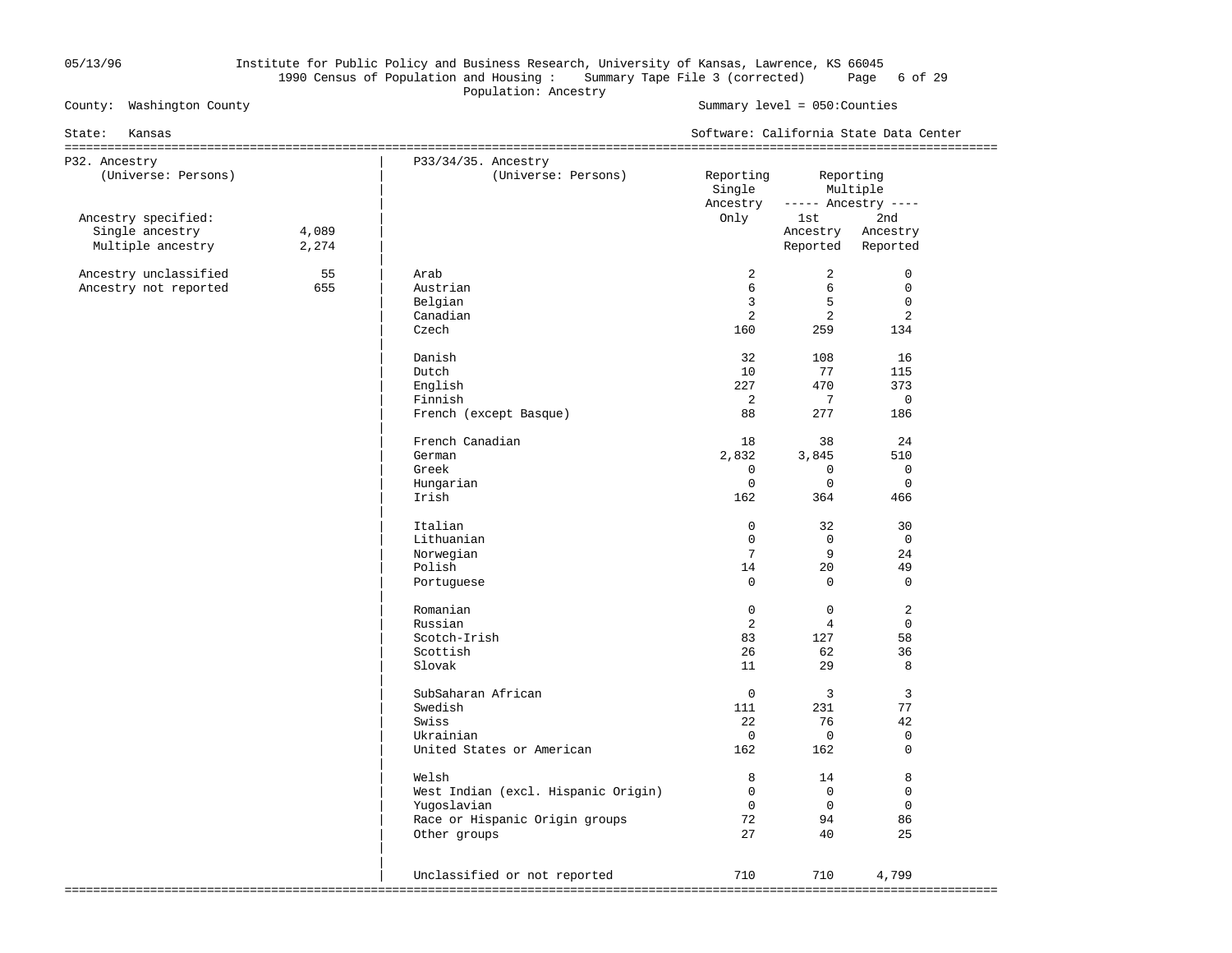Institute for Public Policy and Business Research, University of Kansas, Lawrence, KS 66045

1990 Census of Population and Housing : Summary Tape File 3 (corrected)

Population: Ancestry

County: Washington County — Summary level = 050:Counties

State: Kansas — Software: California State Data Center

## P32. Ancestry
(Universe: Persons)

| | |
|---|---|
| Ancestry specified: | |
| Single ancestry | 4,089 |
| Multiple ancestry | 2,274 |
| Ancestry unclassified | 55 |
| Ancestry not reported | 655 |

## P33/34/35. Ancestry
(Universe: Persons)

| | Reporting Single Ancestry Only | Reporting Multiple Ancestry: 1st Ancestry Reported | Reporting Multiple Ancestry: 2nd Ancestry Reported |
|---|---|---|---|
| Arab | 2 | 2 | 0 |
| Austrian | 6 | 6 | 0 |
| Belgian | 3 | 5 | 0 |
| Canadian | 2 | 2 | 2 |
| Czech | 160 | 259 | 134 |
| Danish | 32 | 108 | 16 |
| Dutch | 10 | 77 | 115 |
| English | 227 | 470 | 373 |
| Finnish | 2 | 7 | 0 |
| French (except Basque) | 88 | 277 | 186 |
| French Canadian | 18 | 38 | 24 |
| German | 2,832 | 3,845 | 510 |
| Greek | 0 | 0 | 0 |
| Hungarian | 0 | 0 | 0 |
| Irish | 162 | 364 | 466 |
| Italian | 0 | 32 | 30 |
| Lithuanian | 0 | 0 | 0 |
| Norwegian | 7 | 9 | 24 |
| Polish | 14 | 20 | 49 |
| Portuguese | 0 | 0 | 0 |
| Romanian | 0 | 0 | 2 |
| Russian | 2 | 4 | 0 |
| Scotch-Irish | 83 | 127 | 58 |
| Scottish | 26 | 62 | 36 |
| Slovak | 11 | 29 | 8 |
| SubSaharan African | 0 | 3 | 3 |
| Swedish | 111 | 231 | 77 |
| Swiss | 22 | 76 | 42 |
| Ukrainian | 0 | 0 | 0 |
| United States or American | 162 | 162 | 0 |
| Welsh | 8 | 14 | 8 |
| West Indian (excl. Hispanic Origin) | 0 | 0 | 0 |
| Yugoslavian | 0 | 0 | 0 |
| Race or Hispanic Origin groups | 72 | 94 | 86 |
| Other groups | 27 | 40 | 25 |
| Unclassified or not reported | 710 | 710 | 4,799 |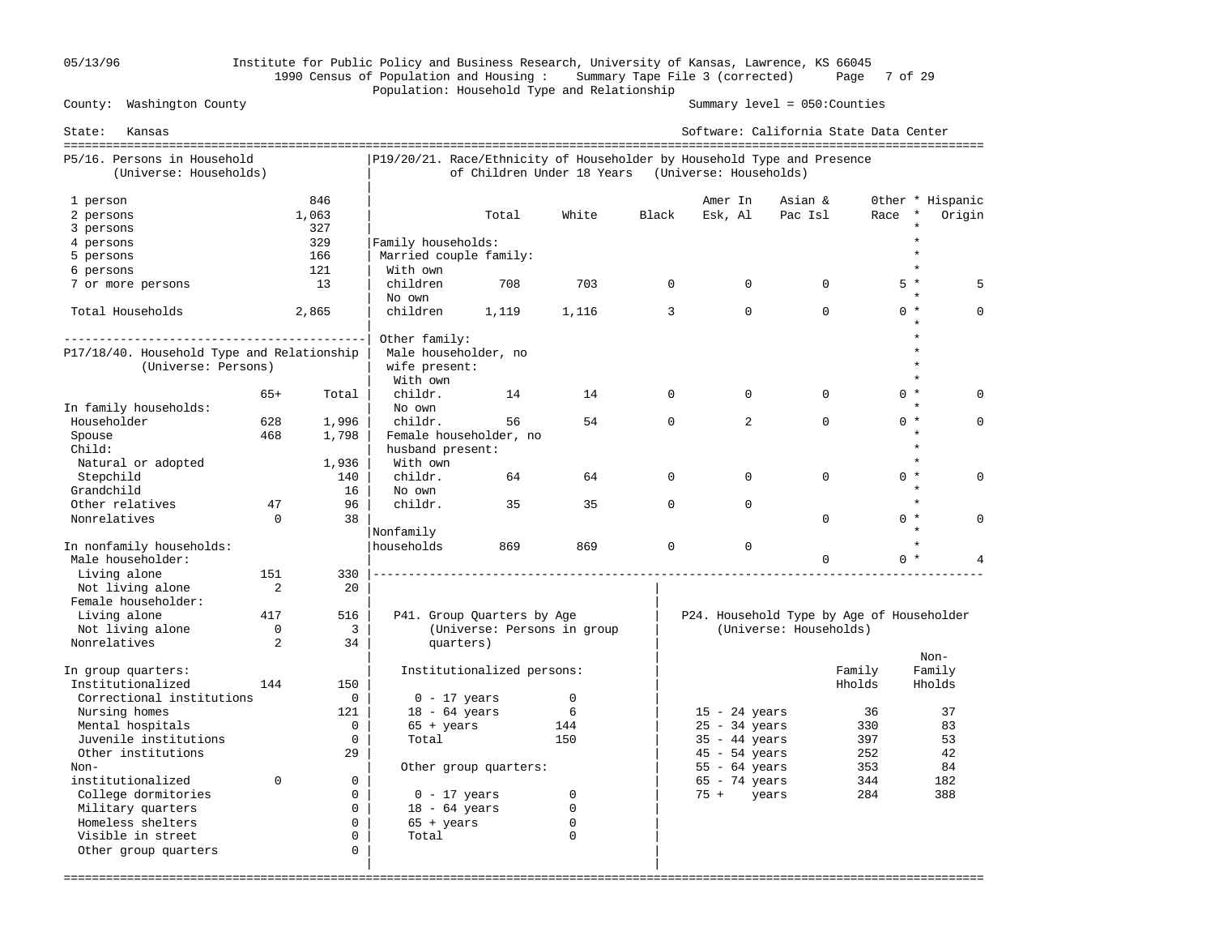# Population: Household Type and Relationship

County: Washington County — State: Kansas
Summary level = 050:Counties
Software: California State Data Center

## P5/16. Persons in Household (Universe: Households)

| Persons | Households |
|---|---|
| 1 person | 846 |
| 2 persons | 1,063 |
| 3 persons | 327 |
| 4 persons | 329 |
| 5 persons | 166 |
| 6 persons | 121 |
| 7 or more persons | 13 |
| Total Households | 2,865 |

## P17/18/40. Household Type and Relationship (Universe: Persons)

| | 65+ | Total |
|---|---|---|
| **In family households:** | | |
| Householder | 628 | 1,996 |
| Spouse | 468 | 1,798 |
| Child: | | |
| Natural or adopted | | 1,936 |
| Stepchild | | 140 |
| Grandchild | | 16 |
| Other relatives | 47 | 96 |
| Nonrelatives | 0 | 38 |
| **In nonfamily households:** | | |
| Male householder: | | |
| Living alone | 151 | 330 |
| Not living alone | 2 | 20 |
| Female householder: | | |
| Living alone | 417 | 516 |
| Not living alone | 0 | 3 |
| Nonrelatives | 2 | 34 |
| **In group quarters:** | | |
| Institutionalized | 144 | 150 |
| Correctional institutions | | 0 |
| Nursing homes | | 121 |
| Mental hospitals | | 0 |
| Juvenile institutions | | 0 |
| Other institutions | | 29 |
| Non-institutionalized | 0 | 0 |
| College dormitories | | 0 |
| Military quarters | | 0 |
| Homeless shelters | | 0 |
| Visible in street | | 0 |
| Other group quarters | | 0 |

## P19/20/21. Race/Ethnicity of Householder by Household Type and Presence of Children Under 18 Years (Universe: Households)

| | Total | White | Black | Amer In Esk, Al | Asian & Pac Isl | Other Race | Hispanic Origin |
|---|---|---|---|---|---|---|---|
| **Family households:** | | | | | | | |
| Married couple family: | | | | | | | |
| With own children | 708 | 703 | 0 | 0 | 0 | 5 | 5 |
| No own children | 1,119 | 1,116 | 3 | 0 | 0 | 0 | 0 |
| Other family: | | | | | | | |
| Male householder, no wife present: | | | | | | | |
| With own childr. | 14 | 14 | 0 | 0 | 0 | 0 | 0 |
| No own childr. | 56 | 54 | 0 | 2 | 0 | 0 | 0 |
| Female householder, no husband present: | | | | | | | |
| With own childr. | 64 | 64 | 0 | 0 | 0 | 0 | 0 |
| No own childr. | 35 | 35 | 0 | 0 | 0 | 0 | 0 |
| **Nonfamily households** | 869 | 869 | 0 | 0 | 0 | 0 | 4 |

## P41. Group Quarters by Age (Universe: Persons in group quarters)

| | |
|---|---|
| **Institutionalized persons:** | |
| 0 - 17 years | 0 |
| 18 - 64 years | 6 |
| 65 + years | 144 |
| Total | 150 |
| **Other group quarters:** | |
| 0 - 17 years | 0 |
| 18 - 64 years | 0 |
| 65 + years | 0 |
| Total | 0 |

## P24. Household Type by Age of Householder (Universe: Households)

| | Family Hholds | Non-Family Hholds |
|---|---|---|
| 15 - 24 years | 36 | 37 |
| 25 - 34 years | 330 | 83 |
| 35 - 44 years | 397 | 53 |
| 45 - 54 years | 252 | 42 |
| 55 - 64 years | 353 | 84 |
| 65 - 74 years | 344 | 182 |
| 75 + years | 284 | 388 |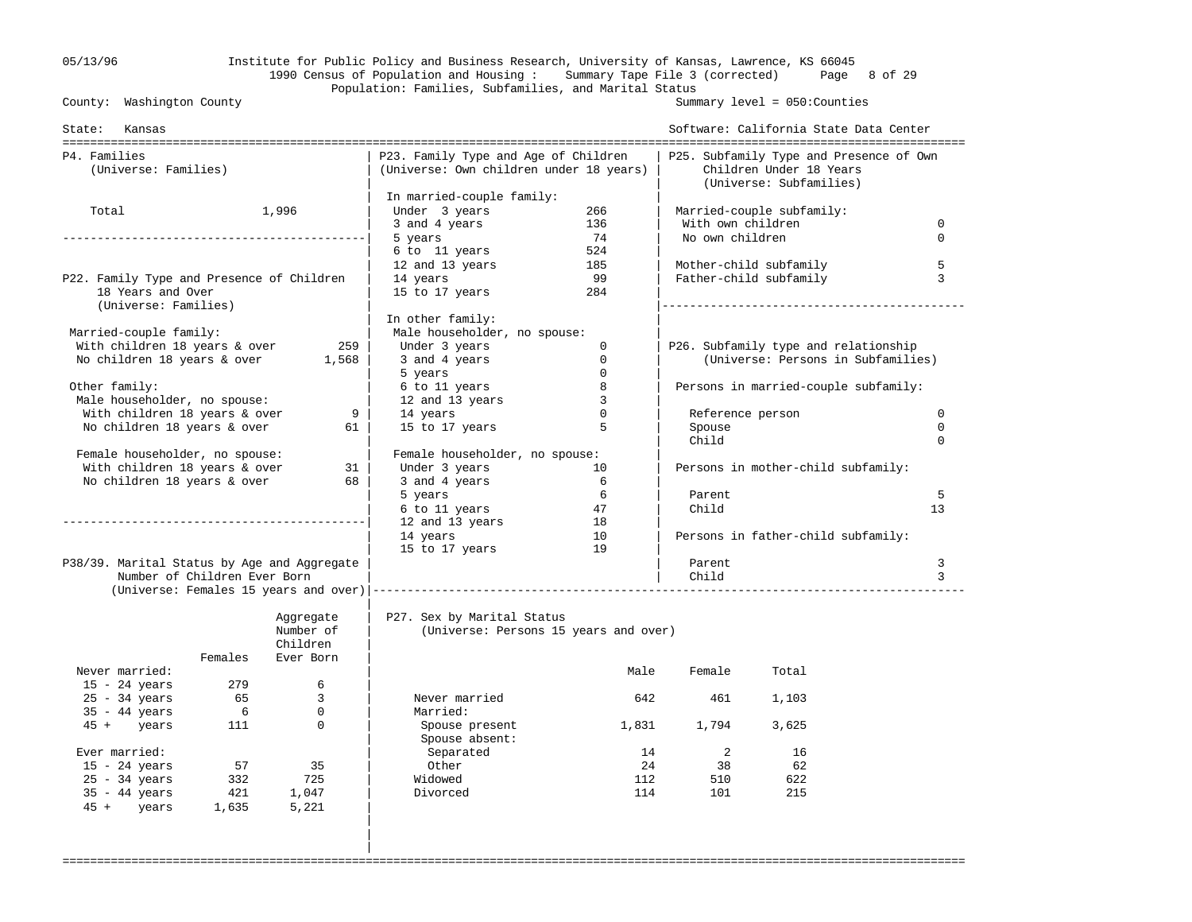05/13/96 Institute for Public Policy and Business Research, University of Kansas, Lawrence, KS 66045

1990 Census of Population and Housing : Summary Tape File 3 (corrected)

Population: Families, Subfamilies, and Marital Status

County: Washington County — Summary level = 050:Counties

State: Kansas — Software: California State Data Center

## P4. Families
(Universe: Families)

| | |
|---|---|
| Total | 1,996 |

## P22. Family Type and Presence of Children 18 Years and Over
(Universe: Families)

| | |
|---|---|
| **Married-couple family:** | |
| With children 18 years & over | 259 |
| No children 18 years & over | 1,568 |
| **Other family:** | |
| Male householder, no spouse: | |
| With children 18 years & over | 9 |
| No children 18 years & over | 61 |
| Female householder, no spouse: | |
| With children 18 years & over | 31 |
| No children 18 years & over | 68 |

## P23. Family Type and Age of Children
(Universe: Own children under 18 years)

| | |
|---|---|
| **In married-couple family:** | |
| Under 3 years | 266 |
| 3 and 4 years | 136 |
| 5 years | 74 |
| 6 to 11 years | 524 |
| 12 and 13 years | 185 |
| 14 years | 99 |
| 15 to 17 years | 284 |
| **In other family:** | |
| Male householder, no spouse: | |
| Under 3 years | 0 |
| 3 and 4 years | 0 |
| 5 years | 0 |
| 6 to 11 years | 8 |
| 12 and 13 years | 3 |
| 14 years | 0 |
| 15 to 17 years | 5 |
| Female householder, no spouse: | |
| Under 3 years | 10 |
| 3 and 4 years | 6 |
| 5 years | 6 |
| 6 to 11 years | 47 |
| 12 and 13 years | 18 |
| 14 years | 10 |
| 15 to 17 years | 19 |

## P25. Subfamily Type and Presence of Own Children Under 18 Years
(Universe: Subfamilies)

| | |
|---|---|
| Married-couple subfamily: | |
| With own children | 0 |
| No own children | 0 |
| Mother-child subfamily | 5 |
| Father-child subfamily | 3 |

## P26. Subfamily type and relationship
(Universe: Persons in Subfamilies)

| | |
|---|---|
| **Persons in married-couple subfamily:** | |
| Reference person | 0 |
| Spouse | 0 |
| Child | 0 |
| **Persons in mother-child subfamily:** | |
| Parent | 5 |
| Child | 13 |
| **Persons in father-child subfamily:** | |
| Parent | 3 |
| Child | 3 |

## P38/39. Marital Status by Age and Aggregate Number of Children Ever Born
(Universe: Females 15 years and over)

| | Females | Aggregate Number of Children Ever Born |
|---|---|---|
| **Never married:** | | |
| 15 - 24 years | 279 | 6 |
| 25 - 34 years | 65 | 3 |
| 35 - 44 years | 6 | 0 |
| 45 + years | 111 | 0 |
| **Ever married:** | | |
| 15 - 24 years | 57 | 35 |
| 25 - 34 years | 332 | 725 |
| 35 - 44 years | 421 | 1,047 |
| 45 + years | 1,635 | 5,221 |

## P27. Sex by Marital Status
(Universe: Persons 15 years and over)

| | Male | Female | Total |
|---|---|---|---|
| Never married | 642 | 461 | 1,103 |
| Married: | | | |
| Spouse present | 1,831 | 1,794 | 3,625 |
| Spouse absent: | | | |
| Separated | 14 | 2 | 16 |
| Other | 24 | 38 | 62 |
| Widowed | 112 | 510 | 622 |
| Divorced | 114 | 101 | 215 |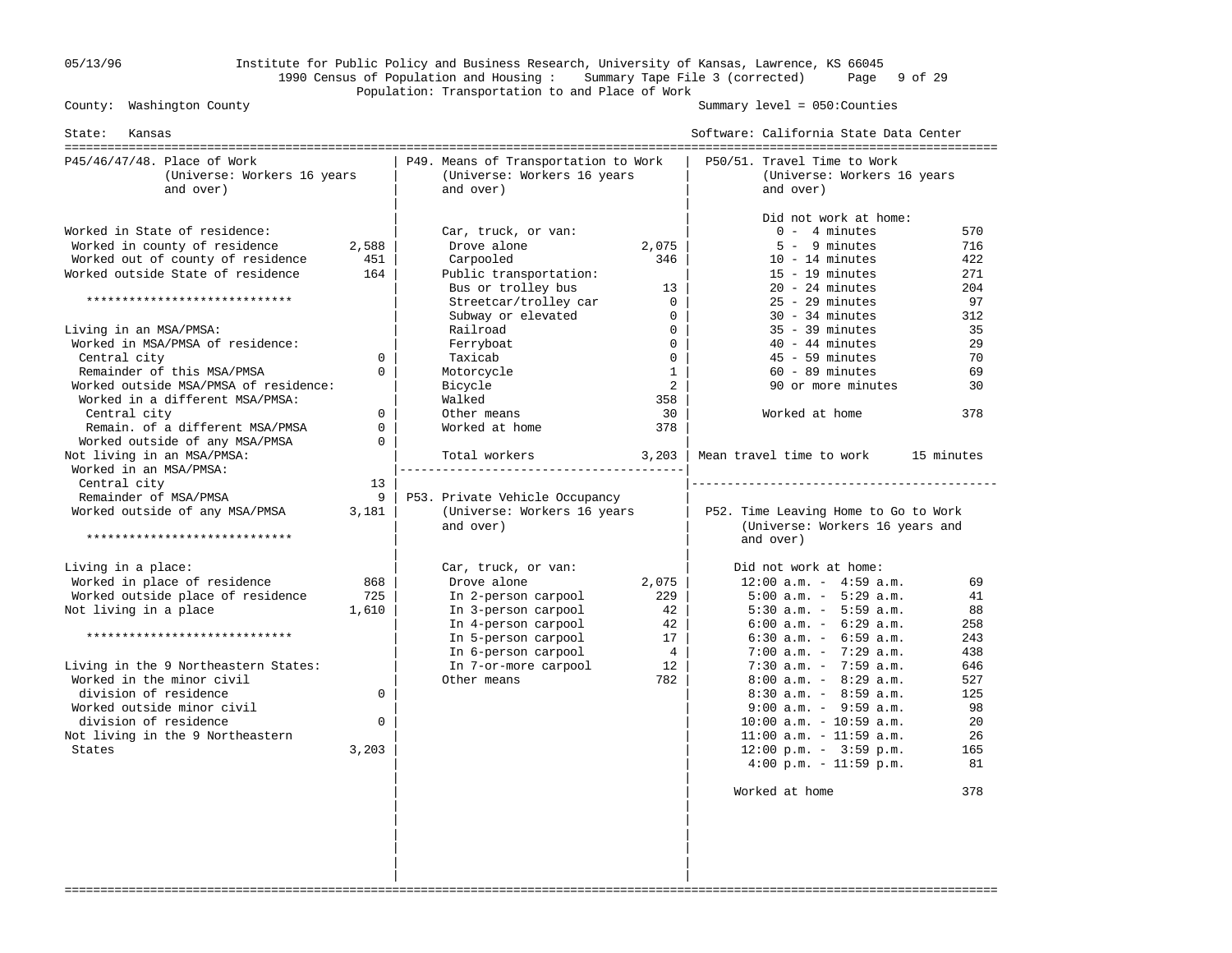Institute for Public Policy and Business Research, University of Kansas, Lawrence, KS 66045
1990 Census of Population and Housing : Summary Tape File 3 (corrected)
Population: Transportation to and Place of Work

County: Washington County — Summary level = 050:Counties

State: Kansas — Software: California State Data Center

## P45/46/47/48. Place of Work (Universe: Workers 16 years and over)

| | |
|---|---|
| Worked in State of residence: | |
| Worked in county of residence | 2,588 |
| Worked out of county of residence | 451 |
| Worked outside State of residence | 164 |
| ***************************** | |
| Living in an MSA/PMSA: | |
| Worked in MSA/PMSA of residence: | |
| Central city | 0 |
| Remainder of this MSA/PMSA | 0 |
| Worked outside MSA/PMSA of residence: | |
| Worked in a different MSA/PMSA: | |
| Central city | 0 |
| Remain. of a different MSA/PMSA | 0 |
| Worked outside of any MSA/PMSA | 0 |
| Not living in an MSA/PMSA: | |
| Worked in an MSA/PMSA: | |
| Central city | 13 |
| Remainder of MSA/PMSA | 9 |
| Worked outside of any MSA/PMSA | 3,181 |
| ***************************** | |
| Living in a place: | |
| Worked in place of residence | 868 |
| Worked outside place of residence | 725 |
| Not living in a place | 1,610 |
| ***************************** | |
| Living in the 9 Northeastern States: | |
| Worked in the minor civil division of residence | 0 |
| Worked outside minor civil division of residence | 0 |
| Not living in the 9 Northeastern States | 3,203 |

## P49. Means of Transportation to Work (Universe: Workers 16 years and over)

| | |
|---|---|
| Car, truck, or van: | |
| Drove alone | 2,075 |
| Carpooled | 346 |
| Public transportation: | |
| Bus or trolley bus | 13 |
| Streetcar/trolley car | 0 |
| Subway or elevated | 0 |
| Railroad | 0 |
| Ferryboat | 0 |
| Taxicab | 0 |
| Motorcycle | 1 |
| Bicycle | 2 |
| Walked | 358 |
| Other means | 30 |
| Worked at home | 378 |
| Total workers | 3,203 |

## P53. Private Vehicle Occupancy (Universe: Workers 16 years and over)

| | |
|---|---|
| Car, truck, or van: | |
| Drove alone | 2,075 |
| In 2-person carpool | 229 |
| In 3-person carpool | 42 |
| In 4-person carpool | 42 |
| In 5-person carpool | 17 |
| In 6-person carpool | 4 |
| In 7-or-more carpool | 12 |
| Other means | 782 |

## P50/51. Travel Time to Work (Universe: Workers 16 years and over)

| | |
|---|---|
| Did not work at home: | |
| 0 - 4 minutes | 570 |
| 5 - 9 minutes | 716 |
| 10 - 14 minutes | 422 |
| 15 - 19 minutes | 271 |
| 20 - 24 minutes | 204 |
| 25 - 29 minutes | 97 |
| 30 - 34 minutes | 312 |
| 35 - 39 minutes | 35 |
| 40 - 44 minutes | 29 |
| 45 - 59 minutes | 70 |
| 60 - 89 minutes | 69 |
| 90 or more minutes | 30 |
| Worked at home | 378 |
| Mean travel time to work | 15 minutes |

## P52. Time Leaving Home to Go to Work (Universe: Workers 16 years and over)

| | |
|---|---|
| Did not work at home: | |
| 12:00 a.m. - 4:59 a.m. | 69 |
| 5:00 a.m. - 5:29 a.m. | 41 |
| 5:30 a.m. - 5:59 a.m. | 88 |
| 6:00 a.m. - 6:29 a.m. | 258 |
| 6:30 a.m. - 6:59 a.m. | 243 |
| 7:00 a.m. - 7:29 a.m. | 438 |
| 7:30 a.m. - 7:59 a.m. | 646 |
| 8:00 a.m. - 8:29 a.m. | 527 |
| 8:30 a.m. - 8:59 a.m. | 125 |
| 9:00 a.m. - 9:59 a.m. | 98 |
| 10:00 a.m. - 10:59 a.m. | 20 |
| 11:00 a.m. - 11:59 a.m. | 26 |
| 12:00 p.m. - 3:59 p.m. | 165 |
| 4:00 p.m. - 11:59 p.m. | 81 |
| Worked at home | 378 |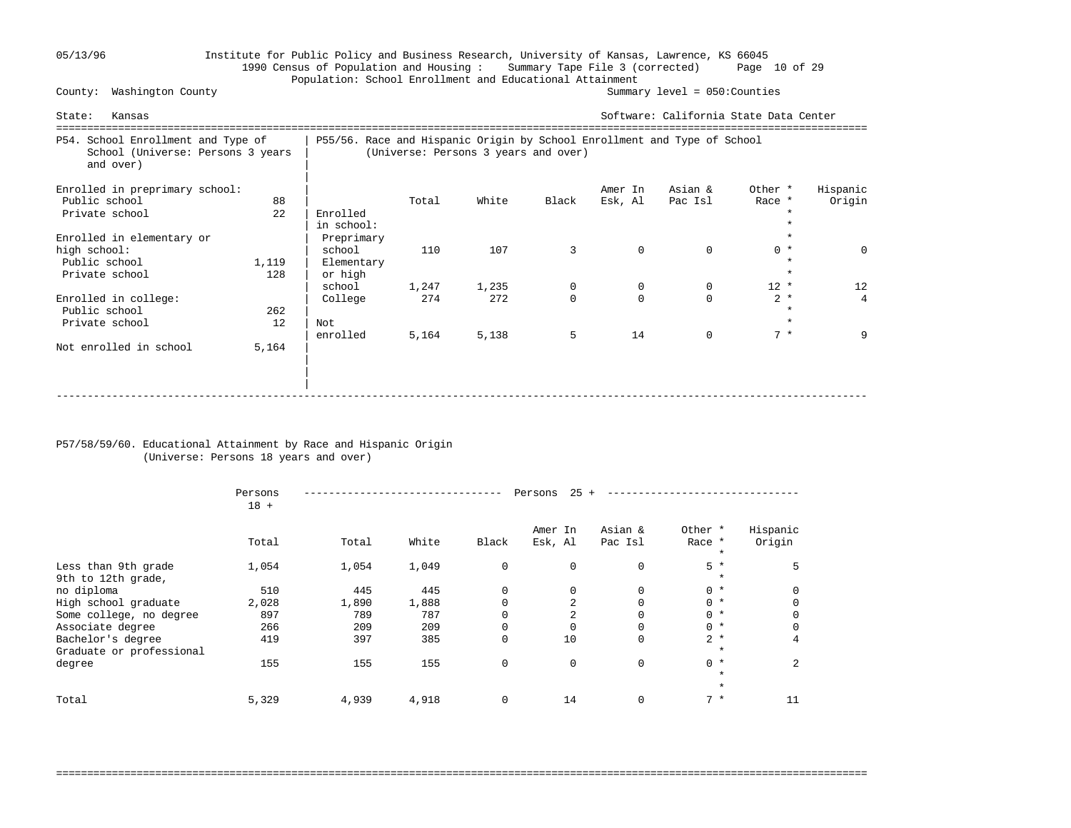05/13/96 Institute for Public Policy and Business Research, University of Kansas, Lawrence, KS 66045
1990 Census of Population and Housing : Summary Tape File 3 (corrected)
Population: School Enrollment and Educational Attainment

County: Washington County — Summary level = 050:Counties

State: Kansas — Software: California State Data Center

## P54. School Enrollment and Type of School (Universe: Persons 3 years and over)

| | |
|---|---|
| **Enrolled in preprimary school:** | |
| Public school | 88 |
| Private school | 22 |
| **Enrolled in elementary or high school:** | |
| Public school | 1,119 |
| Private school | 128 |
| **Enrolled in college:** | |
| Public school | 262 |
| Private school | 12 |
| Not enrolled in school | 5,164 |

## P55/56. Race and Hispanic Origin by School Enrollment and Type of School (Universe: Persons 3 years and over)

| | Total | White | Black | Amer In Esk, Al | Asian & Pac Isl | Other * Race * | Hispanic Origin |
|---|---|---|---|---|---|---|---|
| **Enrolled in school:** | | | | | | | |
| Preprimary school | 110 | 107 | 3 | 0 | 0 | 0 * | 0 |
| Elementary or high school | 1,247 | 1,235 | 0 | 0 | 0 | 12 * | 12 |
| College | 274 | 272 | 0 | 0 | 0 | 2 * | 4 |
| Not enrolled | 5,164 | 5,138 | 5 | 14 | 0 | 7 * | 9 |

## P57/58/59/60. Educational Attainment by Race and Hispanic Origin (Universe: Persons 18 years and over)

| | Persons 18 + | Persons 25 + | | | | | | |
|---|---|---|---|---|---|---|---|---|
| | Total | Total | White | Black | Amer In Esk, Al | Asian & Pac Isl | Other * Race * | Hispanic Origin |
| Less than 9th grade | 1,054 | 1,054 | 1,049 | 0 | 0 | 0 | 5 * | 5 |
| 9th to 12th grade, no diploma | 510 | 445 | 445 | 0 | 0 | 0 | 0 * | 0 |
| High school graduate | 2,028 | 1,890 | 1,888 | 0 | 2 | 0 | 0 * | 0 |
| Some college, no degree | 897 | 789 | 787 | 0 | 2 | 0 | 0 * | 0 |
| Associate degree | 266 | 209 | 209 | 0 | 0 | 0 | 0 * | 0 |
| Bachelor's degree | 419 | 397 | 385 | 0 | 10 | 0 | 2 * | 4 |
| Graduate or professional degree | 155 | 155 | 155 | 0 | 0 | 0 | 0 * | 2 |
| Total | 5,329 | 4,939 | 4,918 | 0 | 14 | 0 | 7 * | 11 |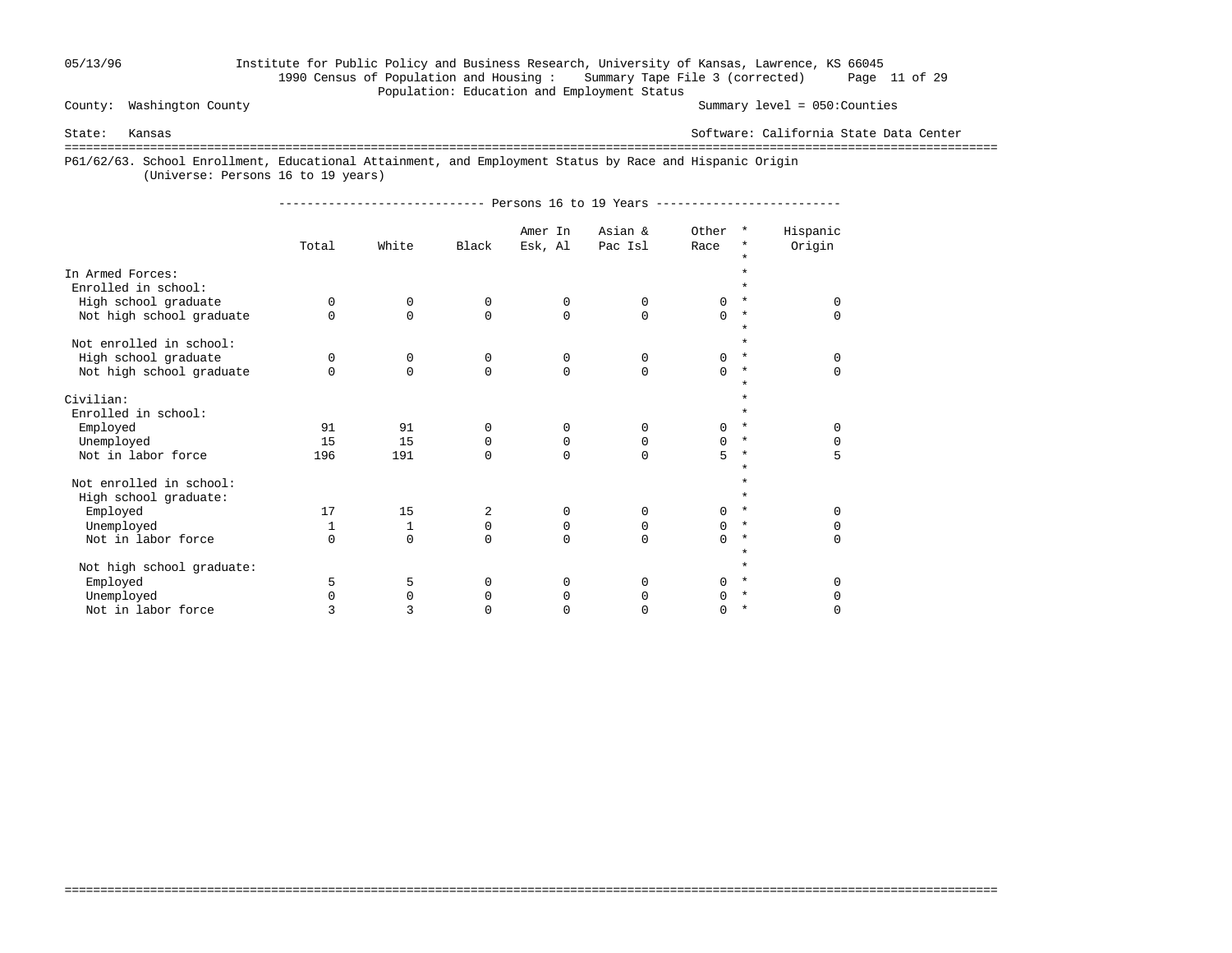05/13/96 Institute for Public Policy and Business Research, University of Kansas, Lawrence, KS 66045
1990 Census of Population and Housing : Summary Tape File 3 (corrected)
Population: Education and Employment Status

County: Washington County — Summary level = 050:Counties

State: Kansas — Software: California State Data Center

## P61/62/63. School Enrollment, Educational Attainment, and Employment Status by Race and Hispanic Origin

(Universe: Persons 16 to 19 years)

| | Persons 16 to 19 Years | | | | | | |
|---|---|---|---|---|---|---|---|
| | Total | White | Black | Amer In Esk, Al | Asian & Pac Isl | Other Race | Hispanic Origin |
| **In Armed Forces:** | | | | | | | |
| Enrolled in school: | | | | | | | |
| High school graduate | 0 | 0 | 0 | 0 | 0 | 0 | 0 |
| Not high school graduate | 0 | 0 | 0 | 0 | 0 | 0 | 0 |
| Not enrolled in school: | | | | | | | |
| High school graduate | 0 | 0 | 0 | 0 | 0 | 0 | 0 |
| Not high school graduate | 0 | 0 | 0 | 0 | 0 | 0 | 0 |
| **Civilian:** | | | | | | | |
| Enrolled in school: | | | | | | | |
| Employed | 91 | 91 | 0 | 0 | 0 | 0 | 0 |
| Unemployed | 15 | 15 | 0 | 0 | 0 | 0 | 0 |
| Not in labor force | 196 | 191 | 0 | 0 | 0 | 5 | 5 |
| Not enrolled in school: | | | | | | | |
| High school graduate: | | | | | | | |
| Employed | 17 | 15 | 2 | 0 | 0 | 0 | 0 |
| Unemployed | 1 | 1 | 0 | 0 | 0 | 0 | 0 |
| Not in labor force | 0 | 0 | 0 | 0 | 0 | 0 | 0 |
| Not high school graduate: | | | | | | | |
| Employed | 5 | 5 | 0 | 0 | 0 | 0 | 0 |
| Unemployed | 0 | 0 | 0 | 0 | 0 | 0 | 0 |
| Not in labor force | 3 | 3 | 0 | 0 | 0 | 0 | 0 |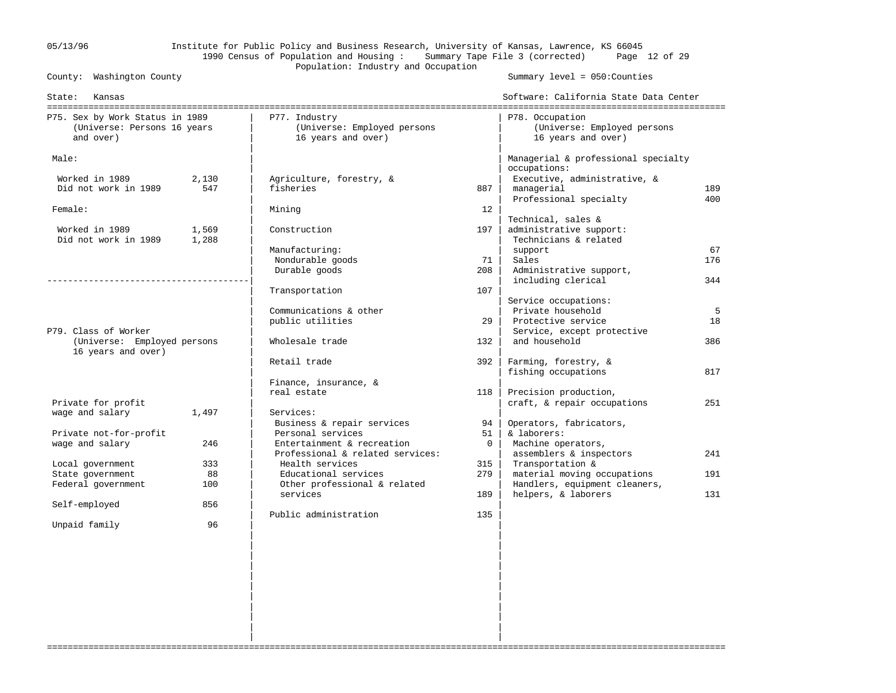05/13/96 Institute for Public Policy and Business Research, University of Kansas, Lawrence, KS 66045
1990 Census of Population and Housing : Summary Tape File 3 (corrected)
Population: Industry and Occupation

County: Washington County — Summary level = 050:Counties

State: Kansas — Software: California State Data Center

## P75. Sex by Work Status in 1989 (Universe: Persons 16 years and over)

| | |
|---|---|
| **Male:** | |
| Worked in 1989 | 2,130 |
| Did not work in 1989 | 547 |
| **Female:** | |
| Worked in 1989 | 1,569 |
| Did not work in 1989 | 1,288 |

## P79. Class of Worker (Universe: Employed persons 16 years and over)

| | |
|---|---|
| Private for profit wage and salary | 1,497 |
| Private not-for-profit wage and salary | 246 |
| Local government | 333 |
| State government | 88 |
| Federal government | 100 |
| Self-employed | 856 |
| Unpaid family | 96 |

## P77. Industry (Universe: Employed persons 16 years and over)

| | |
|---|---|
| Agriculture, forestry, & fisheries | 887 |
| Mining | 12 |
| Construction | 197 |
| Manufacturing: | |
| Nondurable goods | 71 |
| Durable goods | 208 |
| Transportation | 107 |
| Communications & other public utilities | 29 |
| Wholesale trade | 132 |
| Retail trade | 392 |
| Finance, insurance, & real estate | 118 |
| Services: | |
| Business & repair services | 94 |
| Personal services | 51 |
| Entertainment & recreation | 0 |
| Professional & related services: | |
| Health services | 315 |
| Educational services | 279 |
| Other professional & related services | 189 |
| Public administration | 135 |

## P78. Occupation (Universe: Employed persons 16 years and over)

| | |
|---|---|
| **Managerial & professional specialty occupations:** | |
| Executive, administrative, & managerial | 189 |
| Professional specialty | 400 |
| **Technical, sales & administrative support:** | |
| Technicians & related support | 67 |
| Sales | 176 |
| Administrative support, including clerical | 344 |
| **Service occupations:** | |
| Private household | 5 |
| Protective service | 18 |
| Service, except protective and household | 386 |
| Farming, forestry, & fishing occupations | 817 |
| Precision production, craft, & repair occupations | 251 |
| **Operators, fabricators, & laborers:** | |
| Machine operators, assemblers & inspectors | 241 |
| Transportation & material moving occupations | 191 |
| Handlers, equipment cleaners, helpers, & laborers | 131 |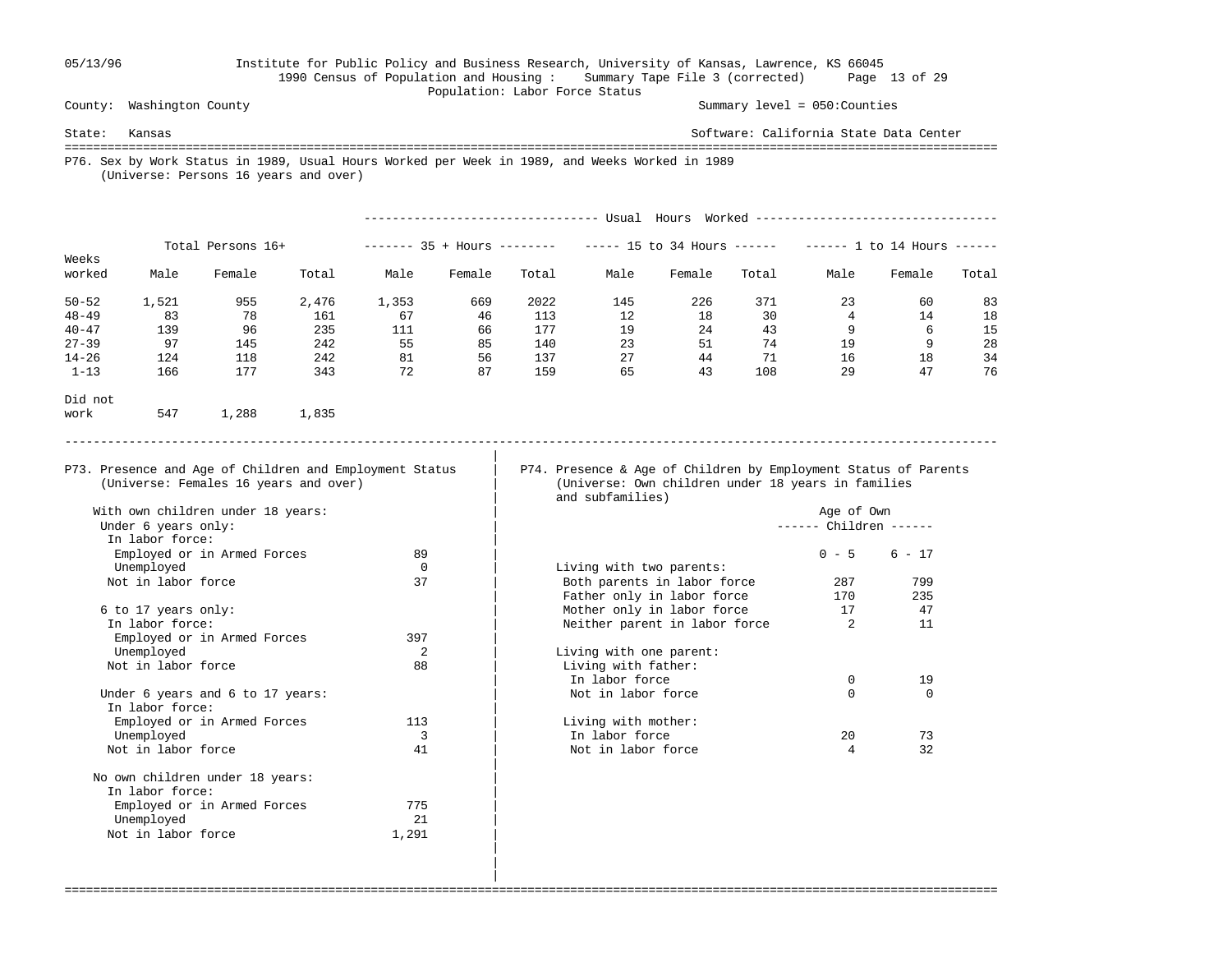County: Washington County

Summary level = 050:Counties

State: Kansas

Software: California State Data Center

Population: Labor Force Status

## P76. Sex by Work Status in 1989, Usual Hours Worked per Week in 1989, and Weeks Worked in 1989

(Universe: Persons 16 years and over)

| Weeks worked | Total Persons 16+ | | | Usual Hours Worked: 35 + Hours | | | 15 to 34 Hours | | | 1 to 14 Hours | | |
|---|---|---|---|---|---|---|---|---|---|---|---|---|
| | Male | Female | Total | Male | Female | Total | Male | Female | Total | Male | Female | Total |
| 50-52 | 1,521 | 955 | 2,476 | 1,353 | 669 | 2022 | 145 | 226 | 371 | 23 | 60 | 83 |
| 48-49 | 83 | 78 | 161 | 67 | 46 | 113 | 12 | 18 | 30 | 4 | 14 | 18 |
| 40-47 | 139 | 96 | 235 | 111 | 66 | 177 | 19 | 24 | 43 | 9 | 6 | 15 |
| 27-39 | 97 | 145 | 242 | 55 | 85 | 140 | 23 | 51 | 74 | 19 | 9 | 28 |
| 14-26 | 124 | 118 | 242 | 81 | 56 | 137 | 27 | 44 | 71 | 16 | 18 | 34 |
| 1-13 | 166 | 177 | 343 | 72 | 87 | 159 | 65 | 43 | 108 | 29 | 47 | 76 |
| Did not work | 547 | 1,288 | 1,835 | | | | | | | | | |

## P73. Presence and Age of Children and Employment Status

(Universe: Females 16 years and over)

| | |
|---|---|
| With own children under 18 years: | |
| Under 6 years only: | |
| In labor force: | |
| Employed or in Armed Forces | 89 |
| Unemployed | 0 |
| Not in labor force | 37 |
| 6 to 17 years only: | |
| In labor force: | |
| Employed or in Armed Forces | 397 |
| Unemployed | 2 |
| Not in labor force | 88 |
| Under 6 years and 6 to 17 years: | |
| In labor force: | |
| Employed or in Armed Forces | 113 |
| Unemployed | 3 |
| Not in labor force | 41 |
| No own children under 18 years: | |
| In labor force: | |
| Employed or in Armed Forces | 775 |
| Unemployed | 21 |
| Not in labor force | 1,291 |

## P74. Presence & Age of Children by Employment Status of Parents

(Universe: Own children under 18 years in families and subfamilies)

| | Age of Own Children: 0 - 5 | 6 - 17 |
|---|---|---|
| Living with two parents: | | |
| Both parents in labor force | 287 | 799 |
| Father only in labor force | 170 | 235 |
| Mother only in labor force | 17 | 47 |
| Neither parent in labor force | 2 | 11 |
| Living with one parent: | | |
| Living with father: | | |
| In labor force | 0 | 19 |
| Not in labor force | 0 | 0 |
| Living with mother: | | |
| In labor force | 20 | 73 |
| Not in labor force | 4 | 32 |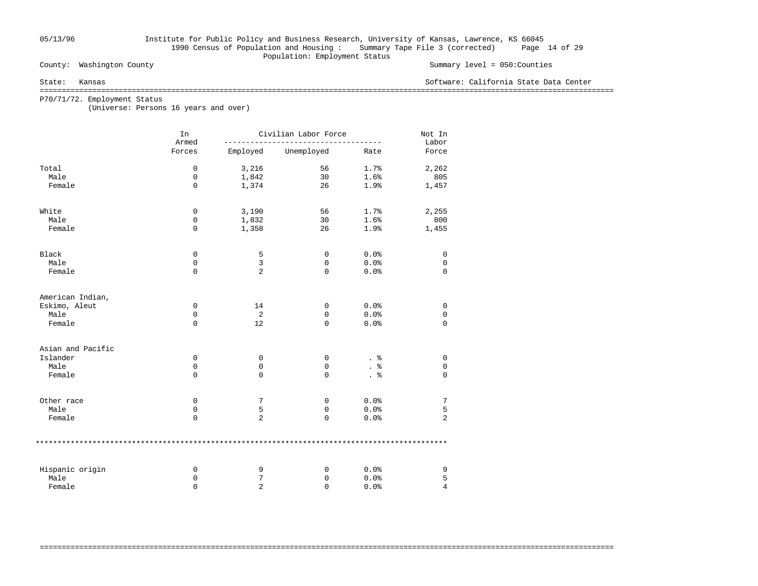County: Washington County

State: Kansas

Summary level = 050:Counties

Software: California State Data Center

1990 Census of Population and Housing : Summary Tape File 3 (corrected)

Population: Employment Status

## P70/71/72. Employment Status

(Universe: Persons 16 years and over)

| | In Armed Forces | Civilian Labor Force | | | Not In Labor Force |
|---|---|---|---|---|---|
| | | Employed | Unemployed | Rate | |
| Total | 0 | 3,216 | 56 | 1.7% | 2,262 |
| Male | 0 | 1,842 | 30 | 1.6% | 805 |
| Female | 0 | 1,374 | 26 | 1.9% | 1,457 |
| White | 0 | 3,190 | 56 | 1.7% | 2,255 |
| Male | 0 | 1,832 | 30 | 1.6% | 800 |
| Female | 0 | 1,358 | 26 | 1.9% | 1,455 |
| Black | 0 | 5 | 0 | 0.0% | 0 |
| Male | 0 | 3 | 0 | 0.0% | 0 |
| Female | 0 | 2 | 0 | 0.0% | 0 |
| American Indian, Eskimo, Aleut | 0 | 14 | 0 | 0.0% | 0 |
| Male | 0 | 2 | 0 | 0.0% | 0 |
| Female | 0 | 12 | 0 | 0.0% | 0 |
| Asian and Pacific Islander | 0 | 0 | 0 | . % | 0 |
| Male | 0 | 0 | 0 | . % | 0 |
| Female | 0 | 0 | 0 | . % | 0 |
| Other race | 0 | 7 | 0 | 0.0% | 7 |
| Male | 0 | 5 | 0 | 0.0% | 5 |
| Female | 0 | 2 | 0 | 0.0% | 2 |
| Hispanic origin | 0 | 9 | 0 | 0.0% | 9 |
| Male | 0 | 7 | 0 | 0.0% | 5 |
| Female | 0 | 2 | 0 | 0.0% | 4 |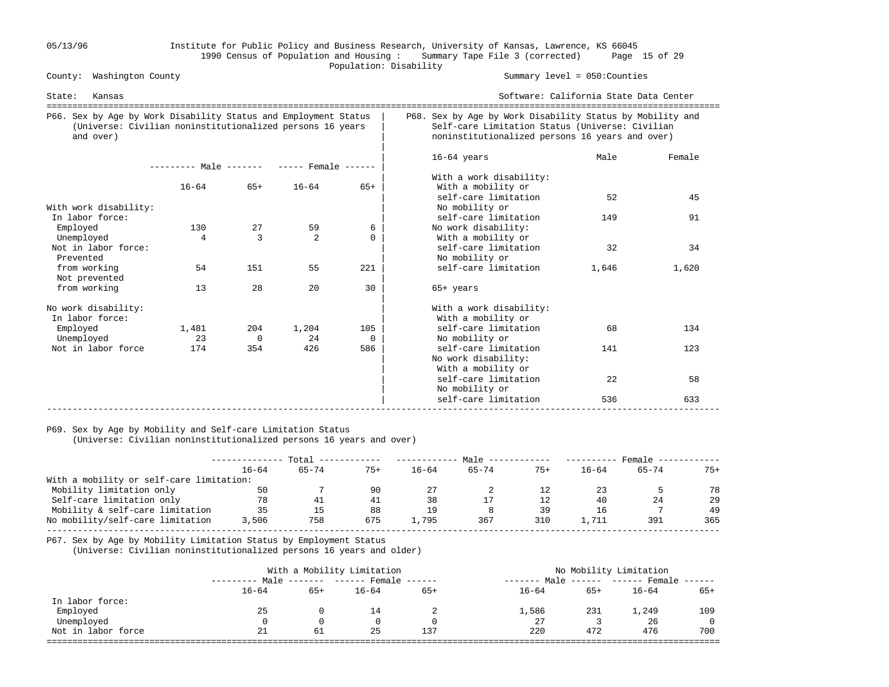County: Washington County | Summary level = 050:Counties

State: Kansas | Software: California State Data Center

1990 Census of Population and Housing : Summary Tape File 3 (corrected)

Population: Disability

## P66. Sex by Age by Work Disability Status and Employment Status (Universe: Civilian noninstitutionalized persons 16 years and over)

| | Male 16-64 | Male 65+ | Female 16-64 | Female 65+ |
|---|---|---|---|---|
| **With work disability:** | | | | |
| In labor force: | | | | |
| Employed | 130 | 27 | 59 | 6 |
| Unemployed | 4 | 3 | 2 | 0 |
| Not in labor force: | | | | |
| Prevented from working | 54 | 151 | 55 | 221 |
| Not prevented from working | 13 | 28 | 20 | 30 |
| **No work disability:** | | | | |
| In labor force: | | | | |
| Employed | 1,481 | 204 | 1,204 | 105 |
| Unemployed | 23 | 0 | 24 | 0 |
| Not in labor force | 174 | 354 | 426 | 586 |

## P68. Sex by Age by Work Disability Status by Mobility and Self-care Limitation Status (Universe: Civilian noninstitutionalized persons 16 years and over)

| | Male | Female |
|---|---|---|
| **16-64 years** | | |
| With a work disability: | | |
| With a mobility or self-care limitation | 52 | 45 |
| No mobility or self-care limitation | 149 | 91 |
| No work disability: | | |
| With a mobility or self-care limitation | 32 | 34 |
| No mobility or self-care limitation | 1,646 | 1,620 |
| **65+ years** | | |
| With a work disability: | | |
| With a mobility or self-care limitation | 68 | 134 |
| No mobility or self-care limitation | 141 | 123 |
| No work disability: | | |
| With a mobility or self-care limitation | 22 | 58 |
| No mobility or self-care limitation | 536 | 633 |

## P69. Sex by Age by Mobility and Self-care Limitation Status (Universe: Civilian noninstitutionalized persons 16 years and over)

| | Total 16-64 | Total 65-74 | Total 75+ | Male 16-64 | Male 65-74 | Male 75+ | Female 16-64 | Female 65-74 | Female 75+ |
|---|---|---|---|---|---|---|---|---|---|
| With a mobility or self-care limitation: | | | | | | | | | |
| Mobility limitation only | 50 | 7 | 90 | 27 | 2 | 12 | 23 | 5 | 78 |
| Self-care limitation only | 78 | 41 | 41 | 38 | 17 | 12 | 40 | 24 | 29 |
| Mobility & self-care limitation | 35 | 15 | 88 | 19 | 8 | 39 | 16 | 7 | 49 |
| No mobility/self-care limitation | 3,506 | 758 | 675 | 1,795 | 367 | 310 | 1,711 | 391 | 365 |

## P67. Sex by Age by Mobility Limitation Status by Employment Status (Universe: Civilian noninstitutionalized persons 16 years and older)

| | With a Mobility Limitation | | | | No Mobility Limitation | | | |
|---|---|---|---|---|---|---|---|---|
| | Male 16-64 | Male 65+ | Female 16-64 | Female 65+ | Male 16-64 | Male 65+ | Female 16-64 | Female 65+ |
| In labor force: | | | | | | | | |
| Employed | 25 | 0 | 14 | 2 | 1,586 | 231 | 1,249 | 109 |
| Unemployed | 0 | 0 | 0 | 0 | 27 | 3 | 26 | 0 |
| Not in labor force | 21 | 61 | 25 | 137 | 220 | 472 | 476 | 700 |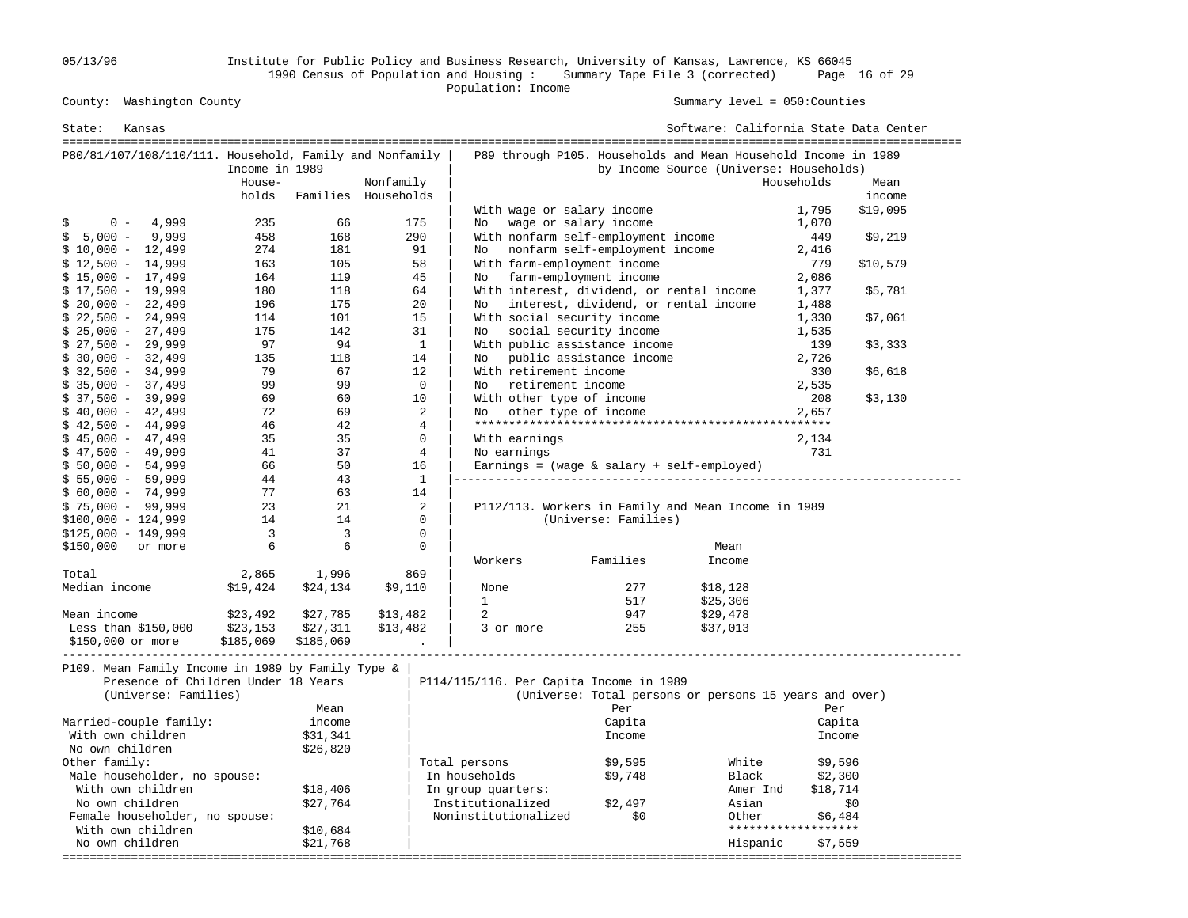County: Washington County — Summary level = 050:Counties

State: Kansas — Software: California State Data Center

1990 Census of Population and Housing : Summary Tape File 3 (corrected)

Population: Income

## P80/81/107/108/110/111. Household, Family and Nonfamily Income in 1989

| | Households | Families | Nonfamily Households |
|---|---|---|---|
| $ 0 - 4,999 | 235 | 66 | 175 |
| $ 5,000 - 9,999 | 458 | 168 | 290 |
| $ 10,000 - 12,499 | 274 | 181 | 91 |
| $ 12,500 - 14,999 | 163 | 105 | 58 |
| $ 15,000 - 17,499 | 164 | 119 | 45 |
| $ 17,500 - 19,999 | 180 | 118 | 64 |
| $ 20,000 - 22,499 | 196 | 175 | 20 |
| $ 22,500 - 24,999 | 114 | 101 | 15 |
| $ 25,000 - 27,499 | 175 | 142 | 31 |
| $ 27,500 - 29,999 | 97 | 94 | 1 |
| $ 30,000 - 32,499 | 135 | 118 | 14 |
| $ 32,500 - 34,999 | 79 | 67 | 12 |
| $ 35,000 - 37,499 | 99 | 99 | 0 |
| $ 37,500 - 39,999 | 69 | 60 | 10 |
| $ 40,000 - 42,499 | 72 | 69 | 2 |
| $ 42,500 - 44,999 | 46 | 42 | 4 |
| $ 45,000 - 47,499 | 35 | 35 | 0 |
| $ 47,500 - 49,999 | 41 | 37 | 4 |
| $ 50,000 - 54,999 | 66 | 50 | 16 |
| $ 55,000 - 59,999 | 44 | 43 | 1 |
| $ 60,000 - 74,999 | 77 | 63 | 14 |
| $ 75,000 - 99,999 | 23 | 21 | 2 |
| $100,000 - 124,999 | 14 | 14 | 0 |
| $125,000 - 149,999 | 3 | 3 | 0 |
| $150,000 or more | 6 | 6 | 0 |
| Total | 2,865 | 1,996 | 869 |
| Median income | $19,424 | $24,134 | $9,110 |
| Mean income | $23,492 | $27,785 | $13,482 |
| Less than $150,000 | $23,153 | $27,311 | $13,482 |
| $150,000 or more | $185,069 | $185,069 | . |

## P89 through P105. Households and Mean Household Income in 1989 by Income Source (Universe: Households)

| | Households | Mean income |
|---|---|---|
| With wage or salary income | 1,795 | $19,095 |
| No wage or salary income | 1,070 | |
| With nonfarm self-employment income | 449 | $9,219 |
| No nonfarm self-employment income | 2,416 | |
| With farm-employment income | 779 | $10,579 |
| No farm-employment income | 2,086 | |
| With interest, dividend, or rental income | 1,377 | $5,781 |
| No interest, dividend, or rental income | 1,488 | |
| With social security income | 1,330 | $7,061 |
| No social security income | 1,535 | |
| With public assistance income | 139 | $3,333 |
| No public assistance income | 2,726 | |
| With retirement income | 330 | $6,618 |
| No retirement income | 2,535 | |
| With other type of income | 208 | $3,130 |
| No other type of income | 2,657 | |
| With earnings | 2,134 | |
| No earnings | 731 | |

Earnings = (wage & salary + self-employed)

## P112/113. Workers in Family and Mean Income in 1989 (Universe: Families)

| Workers | Families | Mean Income |
|---|---|---|
| None | 277 | $18,128 |
| 1 | 517 | $25,306 |
| 2 | 947 | $29,478 |
| 3 or more | 255 | $37,013 |

## P109. Mean Family Income in 1989 by Family Type & Presence of Children Under 18 Years (Universe: Families)

| | Mean income |
|---|---|
| Married-couple family: | |
| With own children | $31,341 |
| No own children | $26,820 |
| Other family: | |
| Male householder, no spouse: | |
| With own children | $18,406 |
| No own children | $27,764 |
| Female householder, no spouse: | |
| With own children | $10,684 |
| No own children | $21,768 |

## P114/115/116. Per Capita Income in 1989 (Universe: Total persons or persons 15 years and over)

| | Per Capita Income |
|---|---|
| Total persons | $9,595 |
| In households | $9,748 |
| In group quarters: | |
| Institutionalized | $2,497 |
| Noninstitutionalized | $0 |

| | Per Capita Income |
|---|---|
| White | $9,596 |
| Black | $2,300 |
| Amer Ind | $18,714 |
| Asian | $0 |
| Other | $6,484 |
| Hispanic | $7,559 |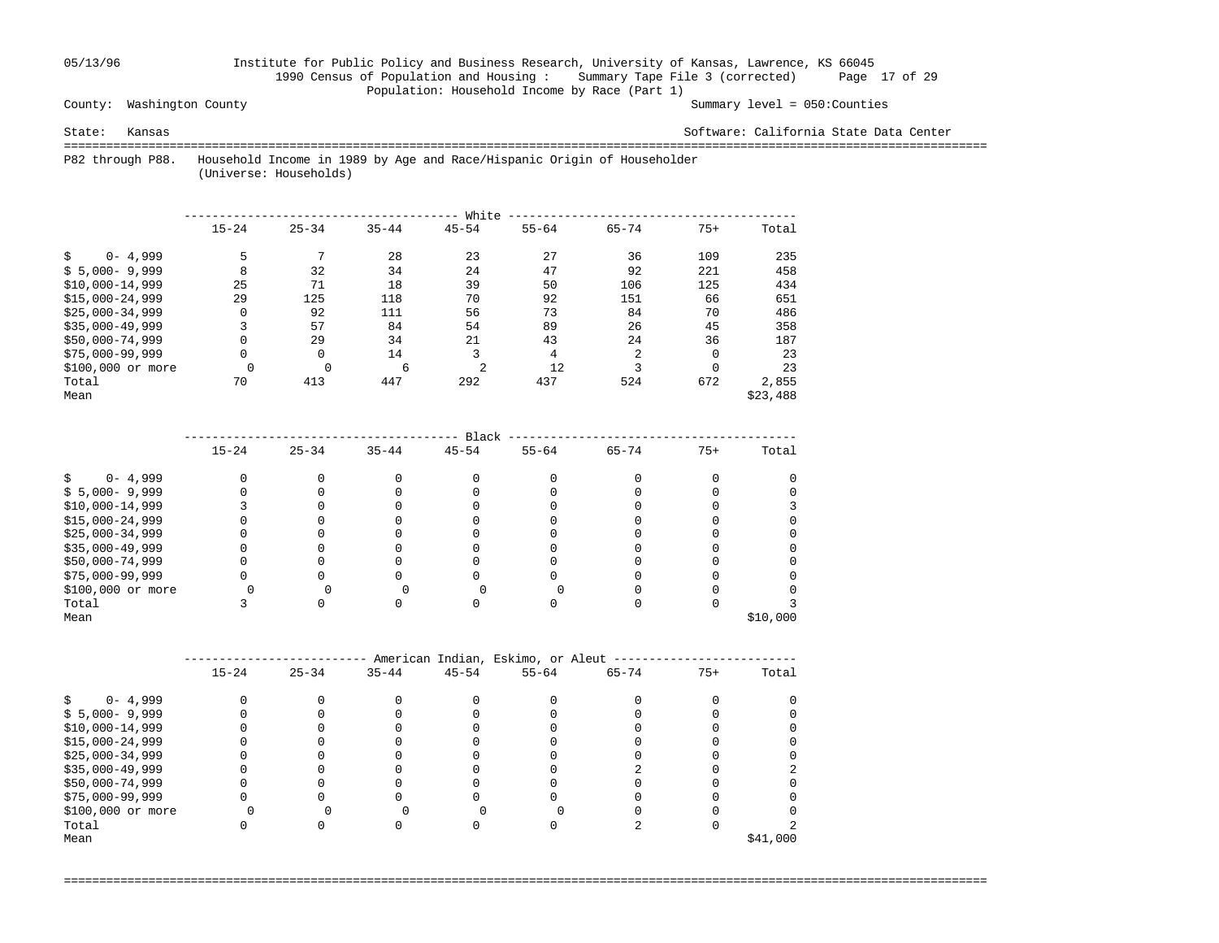County: Washington County

Summary level = 050:Counties

State: Kansas

Software: California State Data Center

Population: Household Income by Race (Part 1)

P82 through P88. Household Income in 1989 by Age and Race/Hispanic Origin of Householder
(Universe: Households)

| White | 15-24 | 25-34 | 35-44 | 45-54 | 55-64 | 65-74 | 75+ | Total |
|---|---|---|---|---|---|---|---|---|
| $ 0- 4,999 | 5 | 7 | 28 | 23 | 27 | 36 | 109 | 235 |
| $ 5,000- 9,999 | 8 | 32 | 34 | 24 | 47 | 92 | 221 | 458 |
| $10,000-14,999 | 25 | 71 | 18 | 39 | 50 | 106 | 125 | 434 |
| $15,000-24,999 | 29 | 125 | 118 | 70 | 92 | 151 | 66 | 651 |
| $25,000-34,999 | 0 | 92 | 111 | 56 | 73 | 84 | 70 | 486 |
| $35,000-49,999 | 3 | 57 | 84 | 54 | 89 | 26 | 45 | 358 |
| $50,000-74,999 | 0 | 29 | 34 | 21 | 43 | 24 | 36 | 187 |
| $75,000-99,999 | 0 | 0 | 14 | 3 | 4 | 2 | 0 | 23 |
| $100,000 or more | 0 | 0 | 6 | 2 | 12 | 3 | 0 | 23 |
| Total | 70 | 413 | 447 | 292 | 437 | 524 | 672 | 2,855 |
| Mean | | | | | | | | $23,488 |

| Black | 15-24 | 25-34 | 35-44 | 45-54 | 55-64 | 65-74 | 75+ | Total |
|---|---|---|---|---|---|---|---|---|
| $ 0- 4,999 | 0 | 0 | 0 | 0 | 0 | 0 | 0 | 0 |
| $ 5,000- 9,999 | 0 | 0 | 0 | 0 | 0 | 0 | 0 | 0 |
| $10,000-14,999 | 3 | 0 | 0 | 0 | 0 | 0 | 0 | 3 |
| $15,000-24,999 | 0 | 0 | 0 | 0 | 0 | 0 | 0 | 0 |
| $25,000-34,999 | 0 | 0 | 0 | 0 | 0 | 0 | 0 | 0 |
| $35,000-49,999 | 0 | 0 | 0 | 0 | 0 | 0 | 0 | 0 |
| $50,000-74,999 | 0 | 0 | 0 | 0 | 0 | 0 | 0 | 0 |
| $75,000-99,999 | 0 | 0 | 0 | 0 | 0 | 0 | 0 | 0 |
| $100,000 or more | 0 | 0 | 0 | 0 | 0 | 0 | 0 | 0 |
| Total | 3 | 0 | 0 | 0 | 0 | 0 | 0 | 3 |
| Mean | | | | | | | | $10,000 |

| American Indian, Eskimo, or Aleut | 15-24 | 25-34 | 35-44 | 45-54 | 55-64 | 65-74 | 75+ | Total |
|---|---|---|---|---|---|---|---|---|
| $ 0- 4,999 | 0 | 0 | 0 | 0 | 0 | 0 | 0 | 0 |
| $ 5,000- 9,999 | 0 | 0 | 0 | 0 | 0 | 0 | 0 | 0 |
| $10,000-14,999 | 0 | 0 | 0 | 0 | 0 | 0 | 0 | 0 |
| $15,000-24,999 | 0 | 0 | 0 | 0 | 0 | 0 | 0 | 0 |
| $25,000-34,999 | 0 | 0 | 0 | 0 | 0 | 0 | 0 | 0 |
| $35,000-49,999 | 0 | 0 | 0 | 0 | 0 | 2 | 0 | 2 |
| $50,000-74,999 | 0 | 0 | 0 | 0 | 0 | 0 | 0 | 0 |
| $75,000-99,999 | 0 | 0 | 0 | 0 | 0 | 0 | 0 | 0 |
| $100,000 or more | 0 | 0 | 0 | 0 | 0 | 0 | 0 | 0 |
| Total | 0 | 0 | 0 | 0 | 0 | 2 | 0 | 2 |
| Mean | | | | | | | | $41,000 |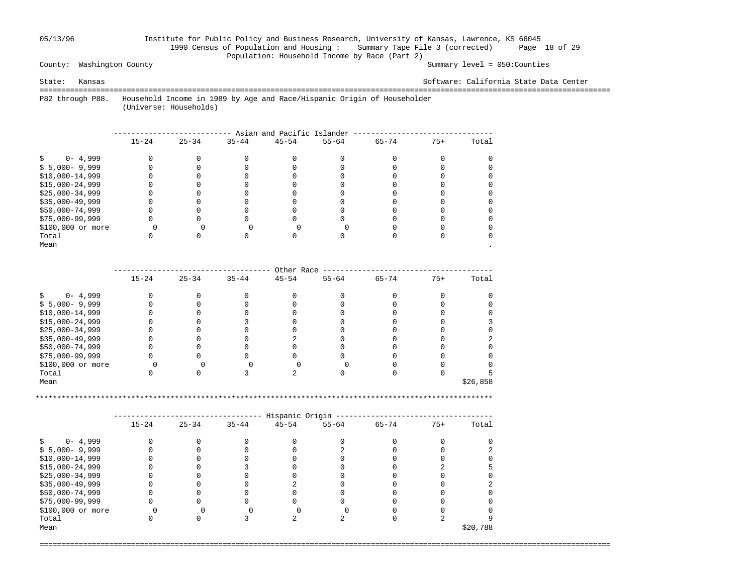County: Washington County

Summary level = 050:Counties

State: Kansas

Software: California State Data Center

P82 through P88. Household Income in 1989 by Age and Race/Hispanic Origin of Householder
(Universe: Households)

| Asian and Pacific Islander | 15-24 | 25-34 | 35-44 | 45-54 | 55-64 | 65-74 | 75+ | Total |
|---|---|---|---|---|---|---|---|---|
| $ 0- 4,999 | 0 | 0 | 0 | 0 | 0 | 0 | 0 | 0 |
| $ 5,000- 9,999 | 0 | 0 | 0 | 0 | 0 | 0 | 0 | 0 |
| $10,000-14,999 | 0 | 0 | 0 | 0 | 0 | 0 | 0 | 0 |
| $15,000-24,999 | 0 | 0 | 0 | 0 | 0 | 0 | 0 | 0 |
| $25,000-34,999 | 0 | 0 | 0 | 0 | 0 | 0 | 0 | 0 |
| $35,000-49,999 | 0 | 0 | 0 | 0 | 0 | 0 | 0 | 0 |
| $50,000-74,999 | 0 | 0 | 0 | 0 | 0 | 0 | 0 | 0 |
| $75,000-99,999 | 0 | 0 | 0 | 0 | 0 | 0 | 0 | 0 |
| $100,000 or more | 0 | 0 | 0 | 0 | 0 | 0 | 0 | 0 |
| Total | 0 | 0 | 0 | 0 | 0 | 0 | 0 | 0 |
| Mean | | | | | | | | . |

| Other Race | 15-24 | 25-34 | 35-44 | 45-54 | 55-64 | 65-74 | 75+ | Total |
|---|---|---|---|---|---|---|---|---|
| $ 0- 4,999 | 0 | 0 | 0 | 0 | 0 | 0 | 0 | 0 |
| $ 5,000- 9,999 | 0 | 0 | 0 | 0 | 0 | 0 | 0 | 0 |
| $10,000-14,999 | 0 | 0 | 0 | 0 | 0 | 0 | 0 | 0 |
| $15,000-24,999 | 0 | 0 | 3 | 0 | 0 | 0 | 0 | 3 |
| $25,000-34,999 | 0 | 0 | 0 | 0 | 0 | 0 | 0 | 0 |
| $35,000-49,999 | 0 | 0 | 0 | 2 | 0 | 0 | 0 | 2 |
| $50,000-74,999 | 0 | 0 | 0 | 0 | 0 | 0 | 0 | 0 |
| $75,000-99,999 | 0 | 0 | 0 | 0 | 0 | 0 | 0 | 0 |
| $100,000 or more | 0 | 0 | 0 | 0 | 0 | 0 | 0 | 0 |
| Total | 0 | 0 | 3 | 2 | 0 | 0 | 0 | 5 |
| Mean | | | | | | | | $26,858 |

| Hispanic Origin | 15-24 | 25-34 | 35-44 | 45-54 | 55-64 | 65-74 | 75+ | Total |
|---|---|---|---|---|---|---|---|---|
| $ 0- 4,999 | 0 | 0 | 0 | 0 | 0 | 0 | 0 | 0 |
| $ 5,000- 9,999 | 0 | 0 | 0 | 0 | 2 | 0 | 0 | 2 |
| $10,000-14,999 | 0 | 0 | 0 | 0 | 0 | 0 | 0 | 0 |
| $15,000-24,999 | 0 | 0 | 3 | 0 | 0 | 0 | 2 | 5 |
| $25,000-34,999 | 0 | 0 | 0 | 0 | 0 | 0 | 0 | 0 |
| $35,000-49,999 | 0 | 0 | 0 | 2 | 0 | 0 | 0 | 2 |
| $50,000-74,999 | 0 | 0 | 0 | 0 | 0 | 0 | 0 | 0 |
| $75,000-99,999 | 0 | 0 | 0 | 0 | 0 | 0 | 0 | 0 |
| $100,000 or more | 0 | 0 | 0 | 0 | 0 | 0 | 0 | 0 |
| Total | 0 | 0 | 3 | 2 | 2 | 0 | 2 | 9 |
| Mean | | | | | | | | $20,788 |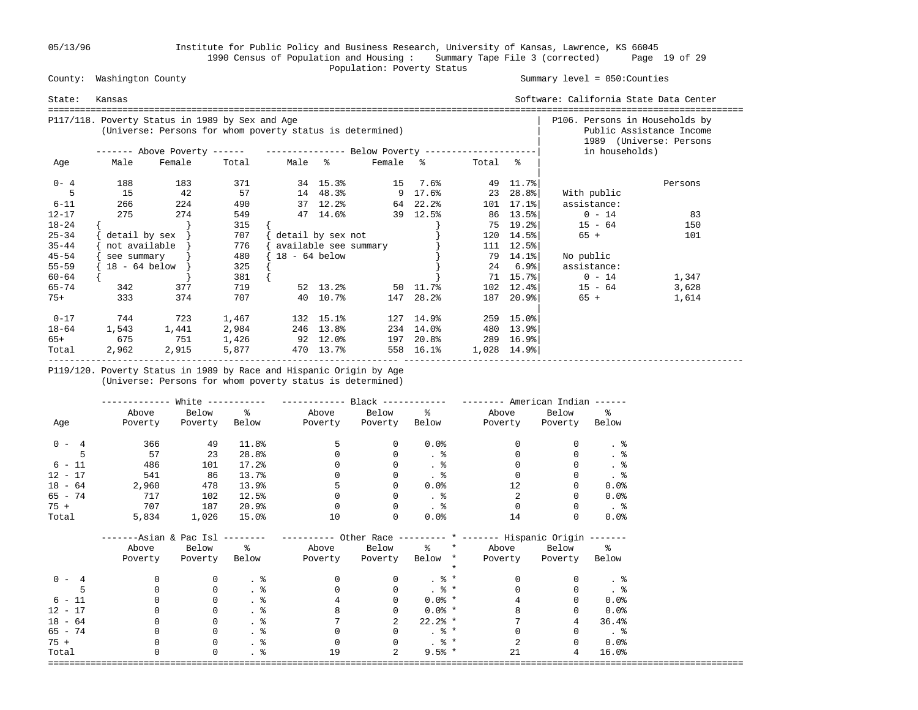Institute for Public Policy and Business Research, University of Kansas, Lawrence, KS 66045
1990 Census of Population and Housing : Summary Tape File 3 (corrected)
Population: Poverty Status

County: Washington County — Summary level = 050:Counties
State: Kansas — Software: California State Data Center

## P117/118. Poverty Status in 1989 by Sex and Age
(Universe: Persons for whom poverty status is determined)

| Age | Above Poverty Male | Above Poverty Female | Above Poverty Total | Below Poverty Male | % | Below Poverty Female | % | Below Poverty Total | % |
|---|---|---|---|---|---|---|---|---|---|
| 0- 4 | 188 | 183 | 371 | 34 | 15.3% | 15 | 7.6% | 49 | 11.7% |
| 5 | 15 | 42 | 57 | 14 | 48.3% | 9 | 17.6% | 23 | 28.8% |
| 6-11 | 266 | 224 | 490 | 37 | 12.2% | 64 | 22.2% | 101 | 17.1% |
| 12-17 | 275 | 274 | 549 | 47 | 14.6% | 39 | 12.5% | 86 | 13.5% |
| 18-24 | { detail by sex | | 315 | { detail by sex not | | | | 75 | 19.2% |
| 25-34 | not available | | 707 | available see summary | | | | 120 | 14.5% |
| 35-44 | see summary | | 776 | 18 - 64 below } | | | | 111 | 12.5% |
| 45-54 | 18 - 64 below } | | 480 | | | | | 79 | 14.1% |
| 55-59 | | | 325 | | | | | 24 | 6.9% |
| 60-64 | | | 381 | | | | | 71 | 15.7% |
| 65-74 | 342 | 377 | 719 | 52 | 13.2% | 50 | 11.7% | 102 | 12.4% |
| 75+ | 333 | 374 | 707 | 40 | 10.7% | 147 | 28.2% | 187 | 20.9% |
| 0-17 | 744 | 723 | 1,467 | 132 | 15.1% | 127 | 14.9% | 259 | 15.0% |
| 18-64 | 1,543 | 1,441 | 2,984 | 246 | 13.8% | 234 | 14.0% | 480 | 13.9% |
| 65+ | 675 | 751 | 1,426 | 92 | 12.0% | 197 | 20.8% | 289 | 16.9% |
| Total | 2,962 | 2,915 | 5,877 | 470 | 13.7% | 558 | 16.1% | 1,028 | 14.9% |

## P106. Persons in Households by Public Assistance Income 1989 (Universe: Persons in households)

| | Persons |
|---|---|
| With public assistance: | |
| 0 - 14 | 83 |
| 15 - 64 | 150 |
| 65 + | 101 |
| No public assistance: | |
| 0 - 14 | 1,347 |
| 15 - 64 | 3,628 |
| 65 + | 1,614 |

## P119/120. Poverty Status in 1989 by Race and Hispanic Origin by Age
(Universe: Persons for whom poverty status is determined)

| Age | White Above Poverty | White Below Poverty | White % Below | Black Above Poverty | Black Below Poverty | Black % Below | American Indian Above Poverty | American Indian Below Poverty | American Indian % Below |
|---|---|---|---|---|---|---|---|---|---|
| 0 - 4 | 366 | 49 | 11.8% | 5 | 0 | 0.0% | 0 | 0 | . % |
| 5 | 57 | 23 | 28.8% | 0 | 0 | . % | 0 | 0 | . % |
| 6 - 11 | 486 | 101 | 17.2% | 0 | 0 | . % | 0 | 0 | . % |
| 12 - 17 | 541 | 86 | 13.7% | 0 | 0 | . % | 0 | 0 | . % |
| 18 - 64 | 2,960 | 478 | 13.9% | 5 | 0 | 0.0% | 12 | 0 | 0.0% |
| 65 - 74 | 717 | 102 | 12.5% | 0 | 0 | . % | 2 | 0 | 0.0% |
| 75 + | 707 | 187 | 20.9% | 0 | 0 | . % | 0 | 0 | . % |
| Total | 5,834 | 1,026 | 15.0% | 10 | 0 | 0.0% | 14 | 0 | 0.0% |

| Age | Asian & Pac Isl Above Poverty | Asian & Pac Isl Below Poverty | Asian & Pac Isl % Below | Other Race Above Poverty | Other Race Below Poverty | Other Race % Below | Hispanic Origin Above Poverty | Hispanic Origin Below Poverty | Hispanic Origin % Below |
|---|---|---|---|---|---|---|---|---|---|
| 0 - 4 | 0 | 0 | . % | 0 | 0 | . % | 0 | 0 | . % |
| 5 | 0 | 0 | . % | 0 | 0 | . % | 0 | 0 | . % |
| 6 - 11 | 0 | 0 | . % | 4 | 0 | 0.0% | 4 | 0 | 0.0% |
| 12 - 17 | 0 | 0 | . % | 8 | 0 | 0.0% | 8 | 0 | 0.0% |
| 18 - 64 | 0 | 0 | . % | 7 | 2 | 22.2% | 7 | 4 | 36.4% |
| 65 - 74 | 0 | 0 | . % | 0 | 0 | . % | 0 | 0 | . % |
| 75 + | 0 | 0 | . % | 0 | 0 | . % | 2 | 0 | 0.0% |
| Total | 0 | 0 | . % | 19 | 2 | 9.5% | 21 | 4 | 16.0% |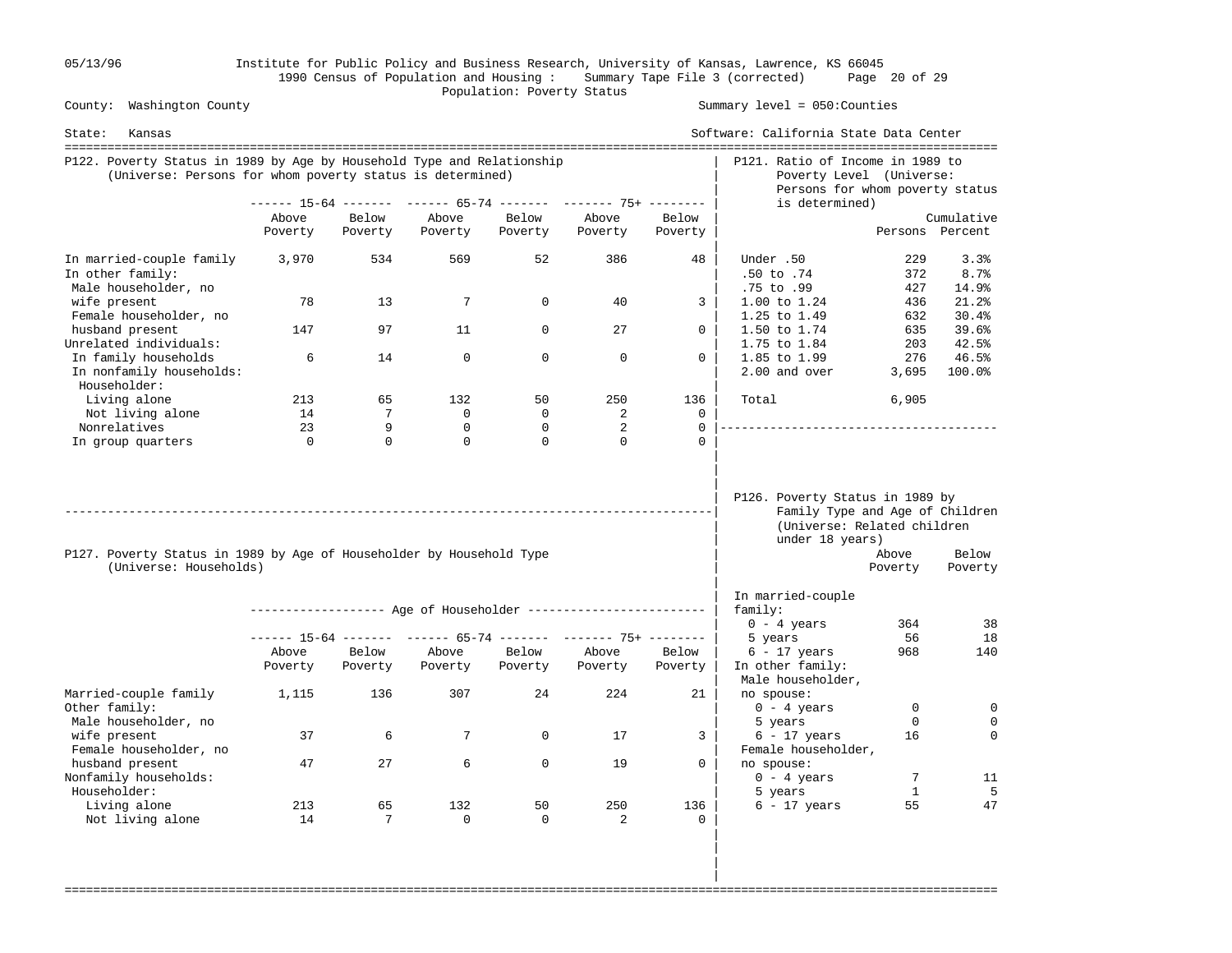County: Washington County — Summary level = 050:Counties

State: Kansas — Software: California State Data Center

1990 Census of Population and Housing : Summary Tape File 3 (corrected)

Population: Poverty Status

## P122. Poverty Status in 1989 by Age by Household Type and Relationship

(Universe: Persons for whom poverty status is determined)

| | 15-64 | | 65-74 | | 75+ | |
|---|---|---|---|---|---|---|
| | Above Poverty | Below Poverty | Above Poverty | Below Poverty | Above Poverty | Below Poverty |
| In married-couple family | 3,970 | 534 | 569 | 52 | 386 | 48 |
| In other family: | | | | | | |
| Male householder, no wife present | 78 | 13 | 7 | 0 | 40 | 3 |
| Female householder, no husband present | 147 | 97 | 11 | 0 | 27 | 0 |
| Unrelated individuals: | | | | | | |
| In family households | 6 | 14 | 0 | 0 | 0 | 0 |
| In nonfamily households: | | | | | | |
| Householder: | | | | | | |
| Living alone | 213 | 65 | 132 | 50 | 250 | 136 |
| Not living alone | 14 | 7 | 0 | 0 | 2 | 0 |
| Nonrelatives | 23 | 9 | 0 | 0 | 2 | 0 |
| In group quarters | 0 | 0 | 0 | 0 | 0 | 0 |

## P121. Ratio of Income in 1989 to Poverty Level

(Universe: Persons for whom poverty status is determined)

| | Persons | Cumulative Percent |
|---|---|---|
| Under .50 | 229 | 3.3% |
| .50 to .74 | 372 | 8.7% |
| .75 to .99 | 427 | 14.9% |
| 1.00 to 1.24 | 436 | 21.2% |
| 1.25 to 1.49 | 632 | 30.4% |
| 1.50 to 1.74 | 635 | 39.6% |
| 1.75 to 1.84 | 203 | 42.5% |
| 1.85 to 1.99 | 276 | 46.5% |
| 2.00 and over | 3,695 | 100.0% |
| Total | 6,905 | |

## P127. Poverty Status in 1989 by Age of Householder by Household Type

(Universe: Households)

| | Age of Householder | | | | | |
|---|---|---|---|---|---|---|
| | 15-64 | | 65-74 | | 75+ | |
| | Above Poverty | Below Poverty | Above Poverty | Below Poverty | Above Poverty | Below Poverty |
| Married-couple family | 1,115 | 136 | 307 | 24 | 224 | 21 |
| Other family: | | | | | | |
| Male householder, no wife present | 37 | 6 | 7 | 0 | 17 | 3 |
| Female householder, no husband present | 47 | 27 | 6 | 0 | 19 | 0 |
| Nonfamily households: | | | | | | |
| Householder: | | | | | | |
| Living alone | 213 | 65 | 132 | 50 | 250 | 136 |
| Not living alone | 14 | 7 | 0 | 0 | 2 | 0 |

## P126. Poverty Status in 1989 by Family Type and Age of Children

(Universe: Related children under 18 years)

| | Above Poverty | Below Poverty |
|---|---|---|
| In married-couple family: | | |
| 0 - 4 years | 364 | 38 |
| 5 years | 56 | 18 |
| 6 - 17 years | 968 | 140 |
| In other family: | | |
| Male householder, no spouse: | | |
| 0 - 4 years | 0 | 0 |
| 5 years | 0 | 0 |
| 6 - 17 years | 16 | 0 |
| Female householder, no spouse: | | |
| 0 - 4 years | 7 | 11 |
| 5 years | 1 | 5 |
| 6 - 17 years | 55 | 47 |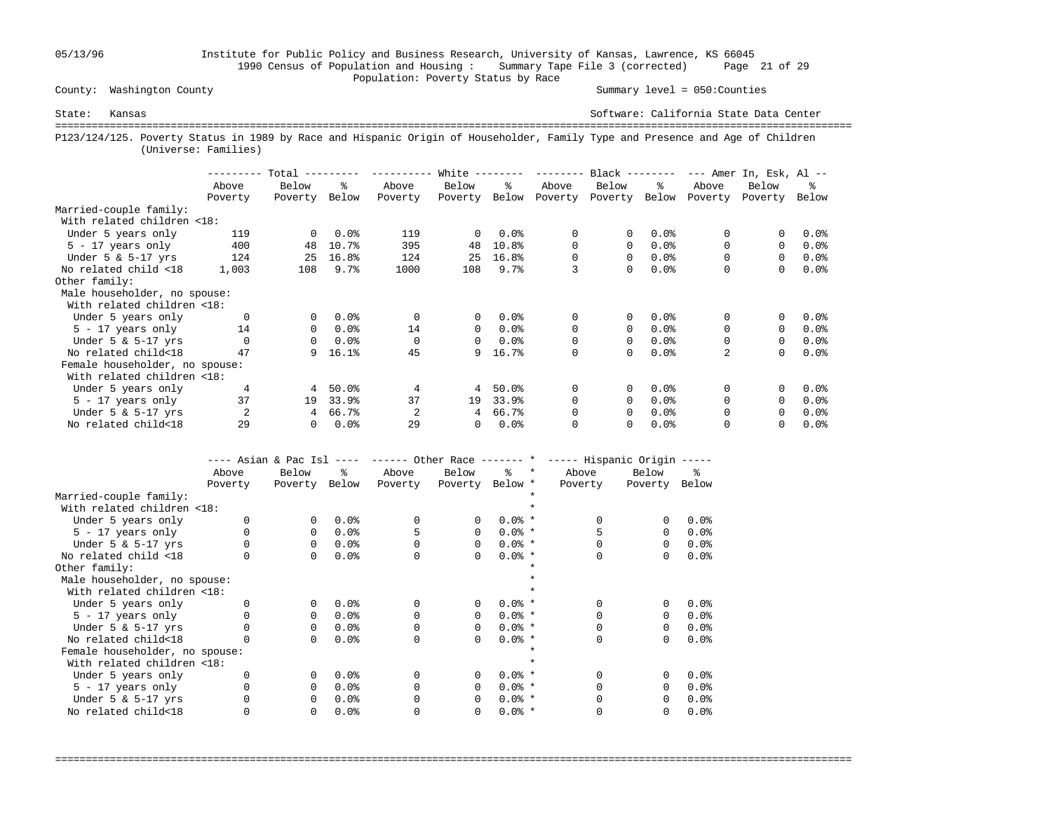County: Washington County    Summary level = 050:Counties

State: Kansas    Software: California State Data Center

Institute for Public Policy and Business Research, University of Kansas, Lawrence, KS 66045
1990 Census of Population and Housing : Summary Tape File 3 (corrected)
Population: Poverty Status by Race

## P123/124/125. Poverty Status in 1989 by Race and Hispanic Origin of Householder, Family Type and Presence and Age of Children (Universe: Families)

| | Total | | | White | | | Black | | | Amer In, Esk, Al | | |
|---|---|---|---|---|---|---|---|---|---|---|---|---|
| | Above Poverty | Below Poverty | % Below | Above Poverty | Below Poverty | % Below | Above Poverty | Below Poverty | % Below | Above Poverty | Below Poverty | % Below |
| Married-couple family: | | | | | | | | | | | | |
| With related children <18: | | | | | | | | | | | | |
| Under 5 years only | 119 | 0 | 0.0% | 119 | 0 | 0.0% | 0 | 0 | 0.0% | 0 | 0 | 0.0% |
| 5 - 17 years only | 400 | 48 | 10.7% | 395 | 48 | 10.8% | 0 | 0 | 0.0% | 0 | 0 | 0.0% |
| Under 5 & 5-17 yrs | 124 | 25 | 16.8% | 124 | 25 | 16.8% | 0 | 0 | 0.0% | 0 | 0 | 0.0% |
| No related child <18 | 1,003 | 108 | 9.7% | 1000 | 108 | 9.7% | 3 | 0 | 0.0% | 0 | 0 | 0.0% |
| Other family: | | | | | | | | | | | | |
| Male householder, no spouse: | | | | | | | | | | | | |
| With related children <18: | | | | | | | | | | | | |
| Under 5 years only | 0 | 0 | 0.0% | 0 | 0 | 0.0% | 0 | 0 | 0.0% | 0 | 0 | 0.0% |
| 5 - 17 years only | 14 | 0 | 0.0% | 14 | 0 | 0.0% | 0 | 0 | 0.0% | 0 | 0 | 0.0% |
| Under 5 & 5-17 yrs | 0 | 0 | 0.0% | 0 | 0 | 0.0% | 0 | 0 | 0.0% | 0 | 0 | 0.0% |
| No related child<18 | 47 | 9 | 16.1% | 45 | 9 | 16.7% | 0 | 0 | 0.0% | 2 | 0 | 0.0% |
| Female householder, no spouse: | | | | | | | | | | | | |
| With related children <18: | | | | | | | | | | | | |
| Under 5 years only | 4 | 4 | 50.0% | 4 | 4 | 50.0% | 0 | 0 | 0.0% | 0 | 0 | 0.0% |
| 5 - 17 years only | 37 | 19 | 33.9% | 37 | 19 | 33.9% | 0 | 0 | 0.0% | 0 | 0 | 0.0% |
| Under 5 & 5-17 yrs | 2 | 4 | 66.7% | 2 | 4 | 66.7% | 0 | 0 | 0.0% | 0 | 0 | 0.0% |
| No related child<18 | 29 | 0 | 0.0% | 29 | 0 | 0.0% | 0 | 0 | 0.0% | 0 | 0 | 0.0% |

| | Asian & Pac Isl | | | Other Race | | | Hispanic Origin | | |
|---|---|---|---|---|---|---|---|---|---|
| | Above Poverty | Below Poverty | % Below | Above Poverty | Below Poverty | % Below | Above Poverty | Below Poverty | % Below |
| Married-couple family: | | | | | | | | | |
| With related children <18: | | | | | | | | | |
| Under 5 years only | 0 | 0 | 0.0% | 0 | 0 | 0.0% | 0 | 0 | 0.0% |
| 5 - 17 years only | 0 | 0 | 0.0% | 5 | 0 | 0.0% | 5 | 0 | 0.0% |
| Under 5 & 5-17 yrs | 0 | 0 | 0.0% | 0 | 0 | 0.0% | 0 | 0 | 0.0% |
| No related child <18 | 0 | 0 | 0.0% | 0 | 0 | 0.0% | 0 | 0 | 0.0% |
| Other family: | | | | | | | | | |
| Male householder, no spouse: | | | | | | | | | |
| With related children <18: | | | | | | | | | |
| Under 5 years only | 0 | 0 | 0.0% | 0 | 0 | 0.0% | 0 | 0 | 0.0% |
| 5 - 17 years only | 0 | 0 | 0.0% | 0 | 0 | 0.0% | 0 | 0 | 0.0% |
| Under 5 & 5-17 yrs | 0 | 0 | 0.0% | 0 | 0 | 0.0% | 0 | 0 | 0.0% |
| No related child<18 | 0 | 0 | 0.0% | 0 | 0 | 0.0% | 0 | 0 | 0.0% |
| Female householder, no spouse: | | | | | | | | | |
| With related children <18: | | | | | | | | | |
| Under 5 years only | 0 | 0 | 0.0% | 0 | 0 | 0.0% | 0 | 0 | 0.0% |
| 5 - 17 years only | 0 | 0 | 0.0% | 0 | 0 | 0.0% | 0 | 0 | 0.0% |
| Under 5 & 5-17 yrs | 0 | 0 | 0.0% | 0 | 0 | 0.0% | 0 | 0 | 0.0% |
| No related child<18 | 0 | 0 | 0.0% | 0 | 0 | 0.0% | 0 | 0 | 0.0% |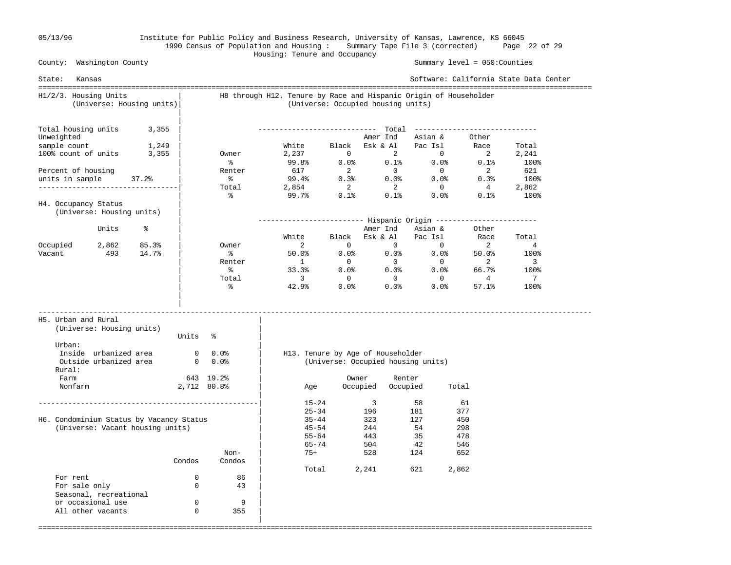Institute for Public Policy and Business Research, University of Kansas, Lawrence, KS 66045

1990 Census of Population and Housing : Summary Tape File 3 (corrected)

Housing: Tenure and Occupancy

County: Washington County

Summary level = 050:Counties

State: Kansas

Software: California State Data Center

## H1/2/3. Housing Units
(Universe: Housing units)

| | |
|---|---|
| Total housing units | 3,355 |
| Unweighted sample count | 1,249 |
| 100% count of units | 3,355 |
| Percent of housing units in sample | 37.2% |

## H4. Occupancy Status
(Universe: Housing units)

| | Units | % |
|---|---|---|
| Occupied | 2,862 | 85.3% |
| Vacant | 493 | 14.7% |

## H8 through H12. Tenure by Race and Hispanic Origin of Householder
(Universe: Occupied housing units)

| Total | White | Black | Amer Ind Esk & Al | Asian & Pac Isl | Other Race | Total |
|---|---|---|---|---|---|---|
| Owner | 2,237 | 0 | 2 | 0 | 2 | 2,241 |
| % | 99.8% | 0.0% | 0.1% | 0.0% | 0.1% | 100% |
| Renter | 617 | 2 | 0 | 0 | 2 | 621 |
| % | 99.4% | 0.3% | 0.0% | 0.0% | 0.3% | 100% |
| Total | 2,854 | 2 | 2 | 0 | 4 | 2,862 |
| % | 99.7% | 0.1% | 0.1% | 0.0% | 0.1% | 100% |

| Hispanic Origin | White | Black | Amer Ind Esk & Al | Asian & Pac Isl | Other Race | Total |
|---|---|---|---|---|---|---|
| Owner | 2 | 0 | 0 | 0 | 2 | 4 |
| % | 50.0% | 0.0% | 0.0% | 0.0% | 50.0% | 100% |
| Renter | 1 | 0 | 0 | 0 | 2 | 3 |
| % | 33.3% | 0.0% | 0.0% | 0.0% | 66.7% | 100% |
| Total | 3 | 0 | 0 | 0 | 4 | 7 |
| % | 42.9% | 0.0% | 0.0% | 0.0% | 57.1% | 100% |

## H5. Urban and Rural
(Universe: Housing units)

| | Units | % |
|---|---|---|
| Urban: | | |
| Inside urbanized area | 0 | 0.0% |
| Outside urbanized area | 0 | 0.0% |
| Rural: | | |
| Farm | 643 | 19.2% |
| Nonfarm | 2,712 | 80.8% |

## H6. Condominium Status by Vacancy Status
(Universe: Vacant housing units)

| | Condos | Non-Condos |
|---|---|---|
| For rent | 0 | 86 |
| For sale only | 0 | 43 |
| Seasonal, recreational or occasional use | 0 | 9 |
| All other vacants | 0 | 355 |

## H13. Tenure by Age of Householder
(Universe: Occupied housing units)

| Age | Owner Occupied | Renter Occupied | Total |
|---|---|---|---|
| 15-24 | 3 | 58 | 61 |
| 25-34 | 196 | 181 | 377 |
| 35-44 | 323 | 127 | 450 |
| 45-54 | 244 | 54 | 298 |
| 55-64 | 443 | 35 | 478 |
| 65-74 | 504 | 42 | 546 |
| 75+ | 528 | 124 | 652 |
| Total | 2,241 | 621 | 2,862 |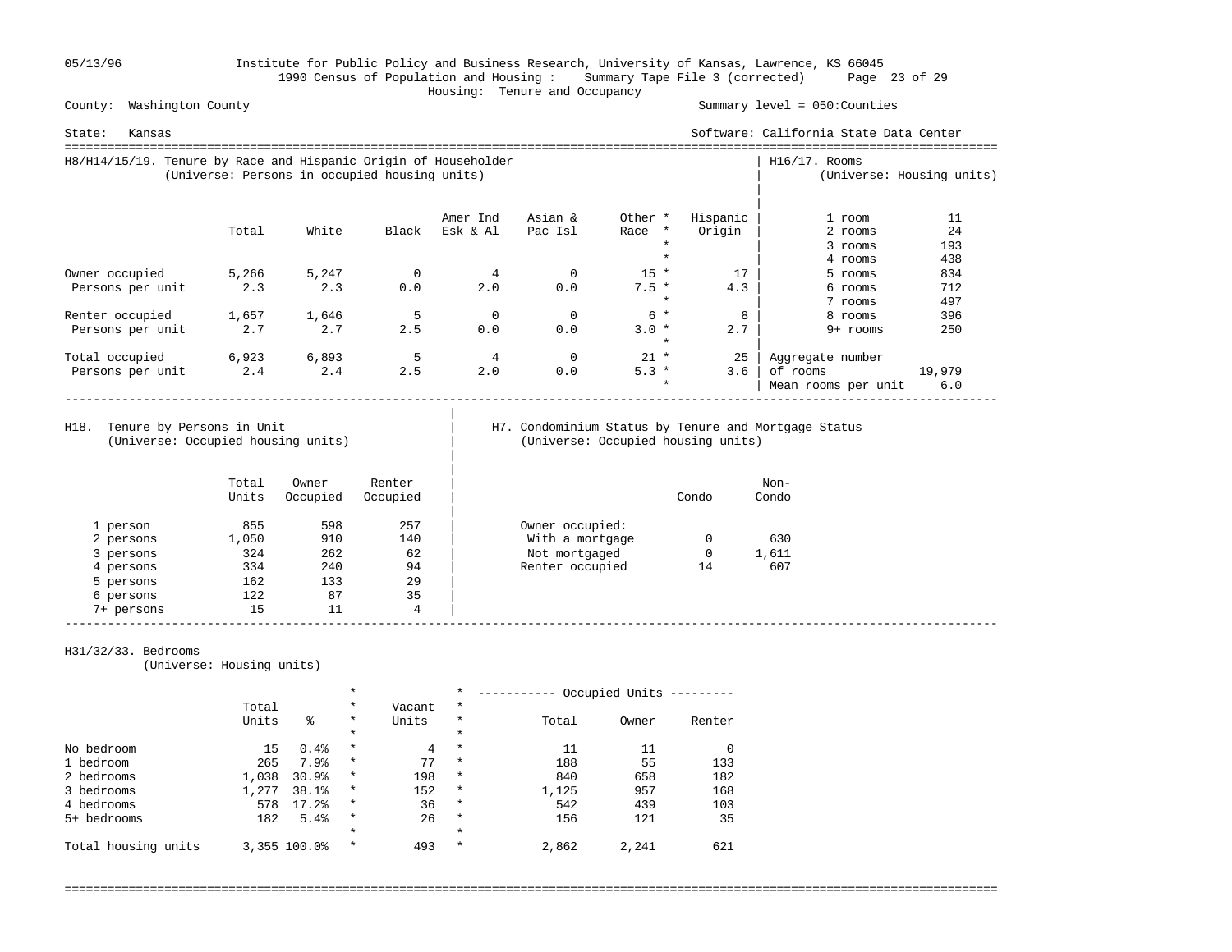05/13/96 Institute for Public Policy and Business Research, University of Kansas, Lawrence, KS 66045

1990 Census of Population and Housing : Summary Tape File 3 (corrected)

Housing: Tenure and Occupancy

County: Washington County — Summary level = 050:Counties

State: Kansas — Software: California State Data Center

## H8/H14/15/19. Tenure by Race and Hispanic Origin of Householder
(Universe: Persons in occupied housing units)

| | Total | White | Black | Amer Ind Esk & Al | Asian & Pac Isl | Other Race | Hispanic Origin |
|---|---|---|---|---|---|---|---|
| Owner occupied | 5,266 | 5,247 | 0 | 4 | 0 | 15 | 17 |
| Persons per unit | 2.3 | 2.3 | 0.0 | 2.0 | 0.0 | 7.5 | 4.3 |
| Renter occupied | 1,657 | 1,646 | 5 | 0 | 0 | 6 | 8 |
| Persons per unit | 2.7 | 2.7 | 2.5 | 0.0 | 0.0 | 3.0 | 2.7 |
| Total occupied | 6,923 | 6,893 | 5 | 4 | 0 | 21 | 25 |
| Persons per unit | 2.4 | 2.4 | 2.5 | 2.0 | 0.0 | 5.3 | 3.6 |

## H16/17. Rooms
(Universe: Housing units)

| Rooms | Units |
|---|---|
| 1 room | 11 |
| 2 rooms | 24 |
| 3 rooms | 193 |
| 4 rooms | 438 |
| 5 rooms | 834 |
| 6 rooms | 712 |
| 7 rooms | 497 |
| 8 rooms | 396 |
| 9+ rooms | 250 |
| Aggregate number of rooms | 19,979 |
| Mean rooms per unit | 6.0 |

## H18. Tenure by Persons in Unit
(Universe: Occupied housing units)

| | Total Units | Owner Occupied | Renter Occupied |
|---|---|---|---|
| 1 person | 855 | 598 | 257 |
| 2 persons | 1,050 | 910 | 140 |
| 3 persons | 324 | 262 | 62 |
| 4 persons | 334 | 240 | 94 |
| 5 persons | 162 | 133 | 29 |
| 6 persons | 122 | 87 | 35 |
| 7+ persons | 15 | 11 | 4 |

## H7. Condominium Status by Tenure and Mortgage Status
(Universe: Occupied housing units)

| | Condo | Non-Condo |
|---|---|---|
| Owner occupied: | | |
| With a mortgage | 0 | 630 |
| Not mortgaged | 0 | 1,611 |
| Renter occupied | 14 | 607 |

## H31/32/33. Bedrooms
(Universe: Housing units)

| | Total Units | % | Vacant Units | Occupied Units Total | Owner | Renter |
|---|---|---|---|---|---|---|
| No bedroom | 15 | 0.4% | 4 | 11 | 11 | 0 |
| 1 bedroom | 265 | 7.9% | 77 | 188 | 55 | 133 |
| 2 bedrooms | 1,038 | 30.9% | 198 | 840 | 658 | 182 |
| 3 bedrooms | 1,277 | 38.1% | 152 | 1,125 | 957 | 168 |
| 4 bedrooms | 578 | 17.2% | 36 | 542 | 439 | 103 |
| 5+ bedrooms | 182 | 5.4% | 26 | 156 | 121 | 35 |
| Total housing units | 3,355 | 100.0% | 493 | 2,862 | 2,241 | 621 |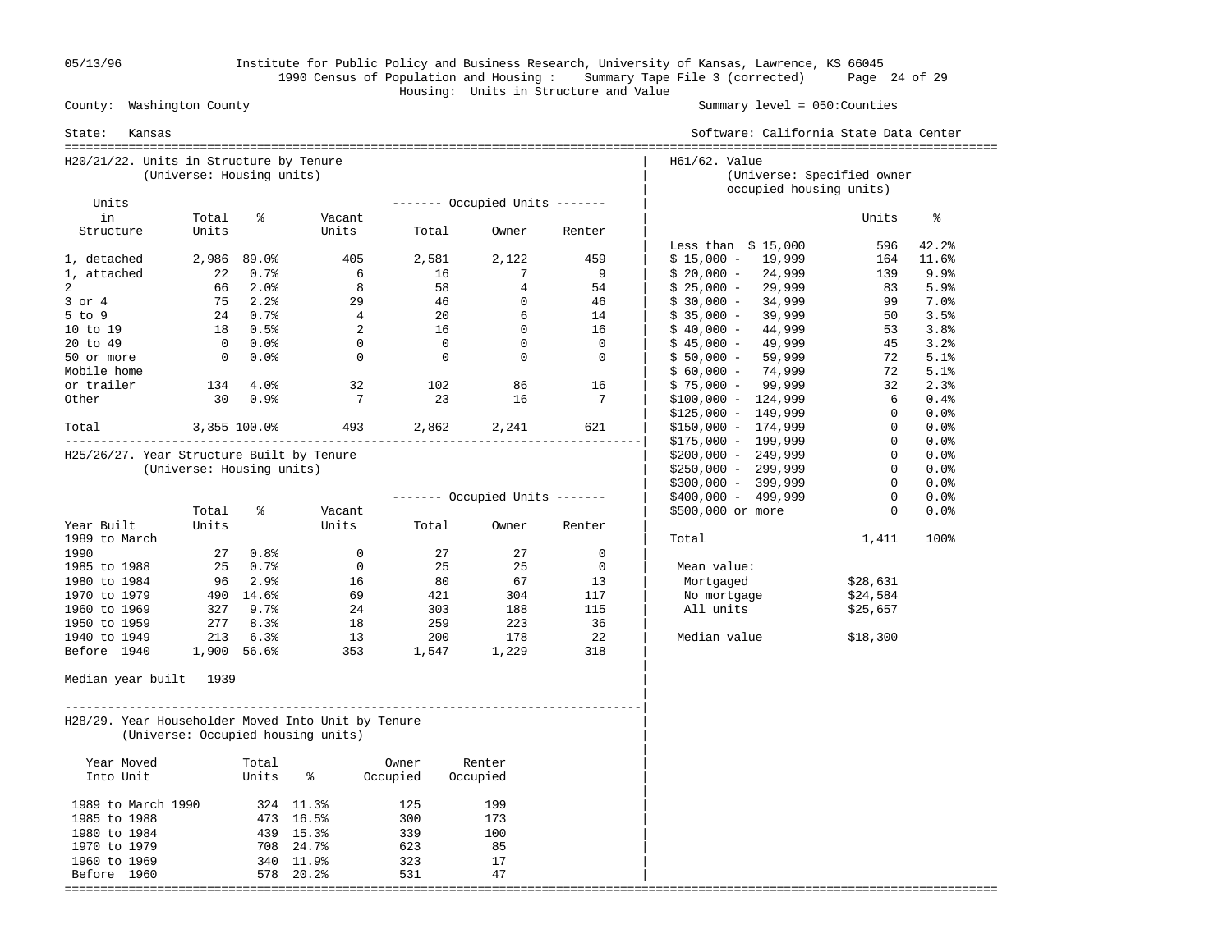Institute for Public Policy and Business Research, University of Kansas, Lawrence, KS 66045
1990 Census of Population and Housing : Summary Tape File 3 (corrected)
Housing: Units in Structure and Value

County: Washington County — Summary level = 050:Counties

State: Kansas — Software: California State Data Center

## H20/21/22. Units in Structure by Tenure
(Universe: Housing units)

| Units in Structure | Total Units | % | Vacant Units | Occupied Units: Total | Owner | Renter |
|---|---|---|---|---|---|---|
| 1, detached | 2,986 | 89.0% | 405 | 2,581 | 2,122 | 459 |
| 1, attached | 22 | 0.7% | 6 | 16 | 7 | 9 |
| 2 | 66 | 2.0% | 8 | 58 | 4 | 54 |
| 3 or 4 | 75 | 2.2% | 29 | 46 | 0 | 46 |
| 5 to 9 | 24 | 0.7% | 4 | 20 | 6 | 14 |
| 10 to 19 | 18 | 0.5% | 2 | 16 | 0 | 16 |
| 20 to 49 | 0 | 0.0% | 0 | 0 | 0 | 0 |
| 50 or more | 0 | 0.0% | 0 | 0 | 0 | 0 |
| Mobile home or trailer | 134 | 4.0% | 32 | 102 | 86 | 16 |
| Other | 30 | 0.9% | 7 | 23 | 16 | 7 |
| Total | 3,355 | 100.0% | 493 | 2,862 | 2,241 | 621 |

## H25/26/27. Year Structure Built by Tenure
(Universe: Housing units)

| Year Built | Total Units | % | Vacant Units | Occupied Units: Total | Owner | Renter |
|---|---|---|---|---|---|---|
| 1989 to March 1990 | 27 | 0.8% | 0 | 27 | 27 | 0 |
| 1985 to 1988 | 25 | 0.7% | 0 | 25 | 25 | 0 |
| 1980 to 1984 | 96 | 2.9% | 16 | 80 | 67 | 13 |
| 1970 to 1979 | 490 | 14.6% | 69 | 421 | 304 | 117 |
| 1960 to 1969 | 327 | 9.7% | 24 | 303 | 188 | 115 |
| 1950 to 1959 | 277 | 8.3% | 18 | 259 | 223 | 36 |
| 1940 to 1949 | 213 | 6.3% | 13 | 200 | 178 | 22 |
| Before 1940 | 1,900 | 56.6% | 353 | 1,547 | 1,229 | 318 |

Median year built 1939

## H28/29. Year Householder Moved Into Unit by Tenure
(Universe: Occupied housing units)

| Year Moved Into Unit | Total Units | % | Owner Occupied | Renter Occupied |
|---|---|---|---|---|
| 1989 to March 1990 | 324 | 11.3% | 125 | 199 |
| 1985 to 1988 | 473 | 16.5% | 300 | 173 |
| 1980 to 1984 | 439 | 15.3% | 339 | 100 |
| 1970 to 1979 | 708 | 24.7% | 623 | 85 |
| 1960 to 1969 | 340 | 11.9% | 323 | 17 |
| Before 1960 | 578 | 20.2% | 531 | 47 |

## H61/62. Value
(Universe: Specified owner occupied housing units)

| Value | Units | % |
|---|---|---|
| Less than $ 15,000 | 596 | 42.2% |
| $ 15,000 - 19,999 | 164 | 11.6% |
| $ 20,000 - 24,999 | 139 | 9.9% |
| $ 25,000 - 29,999 | 83 | 5.9% |
| $ 30,000 - 34,999 | 99 | 7.0% |
| $ 35,000 - 39,999 | 50 | 3.5% |
| $ 40,000 - 44,999 | 53 | 3.8% |
| $ 45,000 - 49,999 | 45 | 3.2% |
| $ 50,000 - 59,999 | 72 | 5.1% |
| $ 60,000 - 74,999 | 72 | 5.1% |
| $ 75,000 - 99,999 | 32 | 2.3% |
| $100,000 - 124,999 | 6 | 0.4% |
| $125,000 - 149,999 | 0 | 0.0% |
| $150,000 - 174,999 | 0 | 0.0% |
| $175,000 - 199,999 | 0 | 0.0% |
| $200,000 - 249,999 | 0 | 0.0% |
| $250,000 - 299,999 | 0 | 0.0% |
| $300,000 - 399,999 | 0 | 0.0% |
| $400,000 - 499,999 | 0 | 0.0% |
| $500,000 or more | 0 | 0.0% |
| Total | 1,411 | 100% |

| Mean value: | |
|---|---|
| Mortgaged | $28,631 |
| No mortgage | $24,584 |
| All units | $25,657 |

Median value $18,300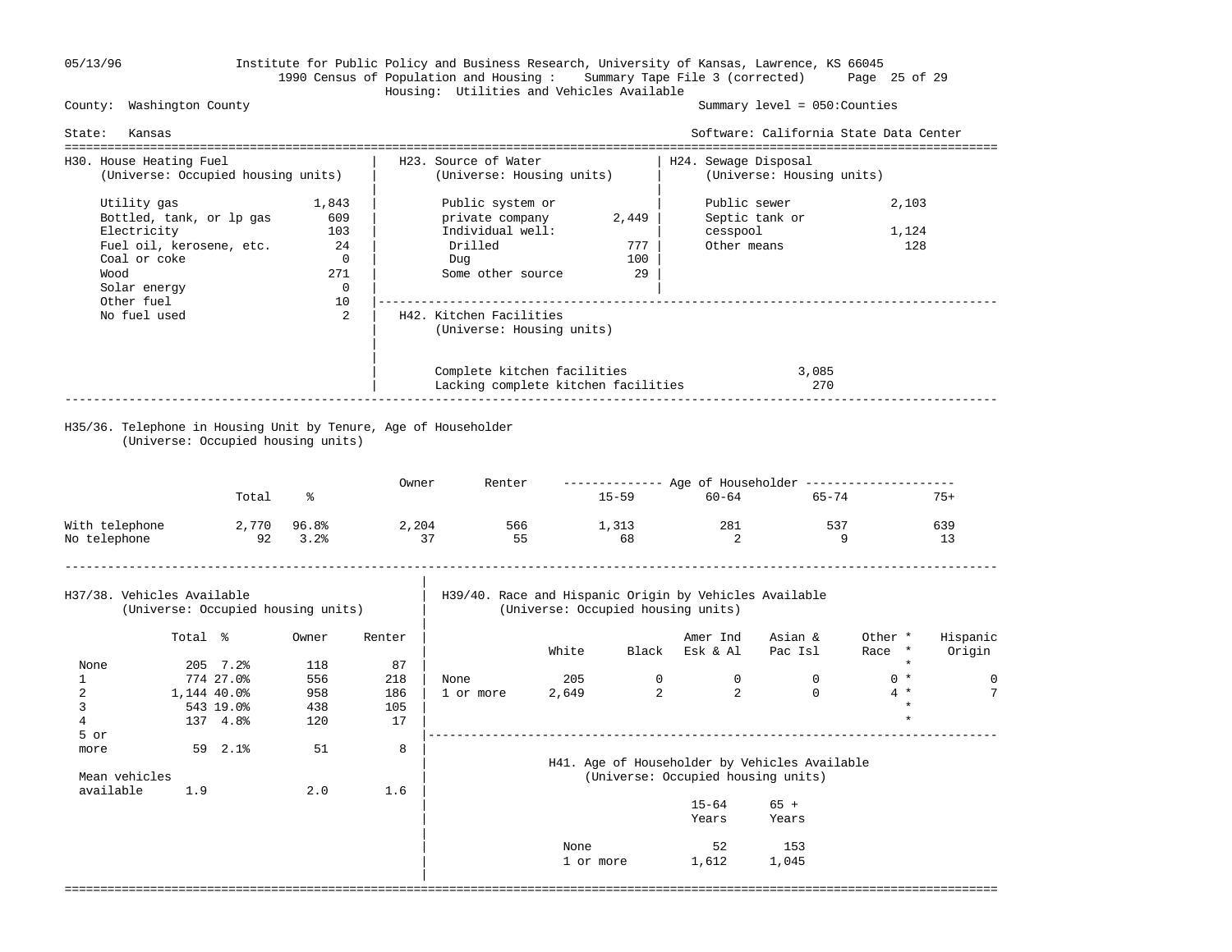Institute for Public Policy and Business Research, University of Kansas, Lawrence, KS 66045

1990 Census of Population and Housing : Summary Tape File 3 (corrected)

Housing: Utilities and Vehicles Available

County: Washington County — Summary level = 050:Counties

State: Kansas — Software: California State Data Center

## H30. House Heating Fuel
(Universe: Occupied housing units)

| Fuel | Count |
|---|---|
| Utility gas | 1,843 |
| Bottled, tank, or lp gas | 609 |
| Electricity | 103 |
| Fuel oil, kerosene, etc. | 24 |
| Coal or coke | 0 |
| Wood | 271 |
| Solar energy | 0 |
| Other fuel | 10 |
| No fuel used | 2 |

## H23. Source of Water
(Universe: Housing units)

| Source | Count |
|---|---|
| Public system or private company | 2,449 |
| Individual well: | |
| Drilled | 777 |
| Dug | 100 |
| Some other source | 29 |

## H24. Sewage Disposal
(Universe: Housing units)

| Disposal | Count |
|---|---|
| Public sewer | 2,103 |
| Septic tank or cesspool | 1,124 |
| Other means | 128 |

## H42. Kitchen Facilities
(Universe: Housing units)

| Facilities | Count |
|---|---|
| Complete kitchen facilities | 3,085 |
| Lacking complete kitchen facilities | 270 |

## H35/36. Telephone in Housing Unit by Tenure, Age of Householder
(Universe: Occupied housing units)

| | Total | % | Owner | Renter | Age of Householder: 15-59 | 60-64 | 65-74 | 75+ |
|---|---|---|---|---|---|---|---|---|
| With telephone | 2,770 | 96.8% | 2,204 | 566 | 1,313 | 281 | 537 | 639 |
| No telephone | 92 | 3.2% | 37 | 55 | 68 | 2 | 9 | 13 |

## H37/38. Vehicles Available
(Universe: Occupied housing units)

| | Total | % | Owner | Renter |
|---|---|---|---|---|
| None | 205 | 7.2% | 118 | 87 |
| 1 | 774 | 27.0% | 556 | 218 |
| 2 | 1,144 | 40.0% | 958 | 186 |
| 3 | 543 | 19.0% | 438 | 105 |
| 4 | 137 | 4.8% | 120 | 17 |
| 5 or more | 59 | 2.1% | 51 | 8 |
| Mean vehicles available | 1.9 | | 2.0 | 1.6 |

## H39/40. Race and Hispanic Origin by Vehicles Available
(Universe: Occupied housing units)

| | White | Black | Amer Ind Esk & Al | Asian & Pac Isl | Other Race * | Hispanic Origin |
|---|---|---|---|---|---|---|
| None | 205 | 0 | 0 | 0 | 0 * | 0 |
| 1 or more | 2,649 | 2 | 2 | 0 | 4 * | 7 |

## H41. Age of Householder by Vehicles Available
(Universe: Occupied housing units)

| | 15-64 Years | 65 + Years |
|---|---|---|
| None | 52 | 153 |
| 1 or more | 1,612 | 1,045 |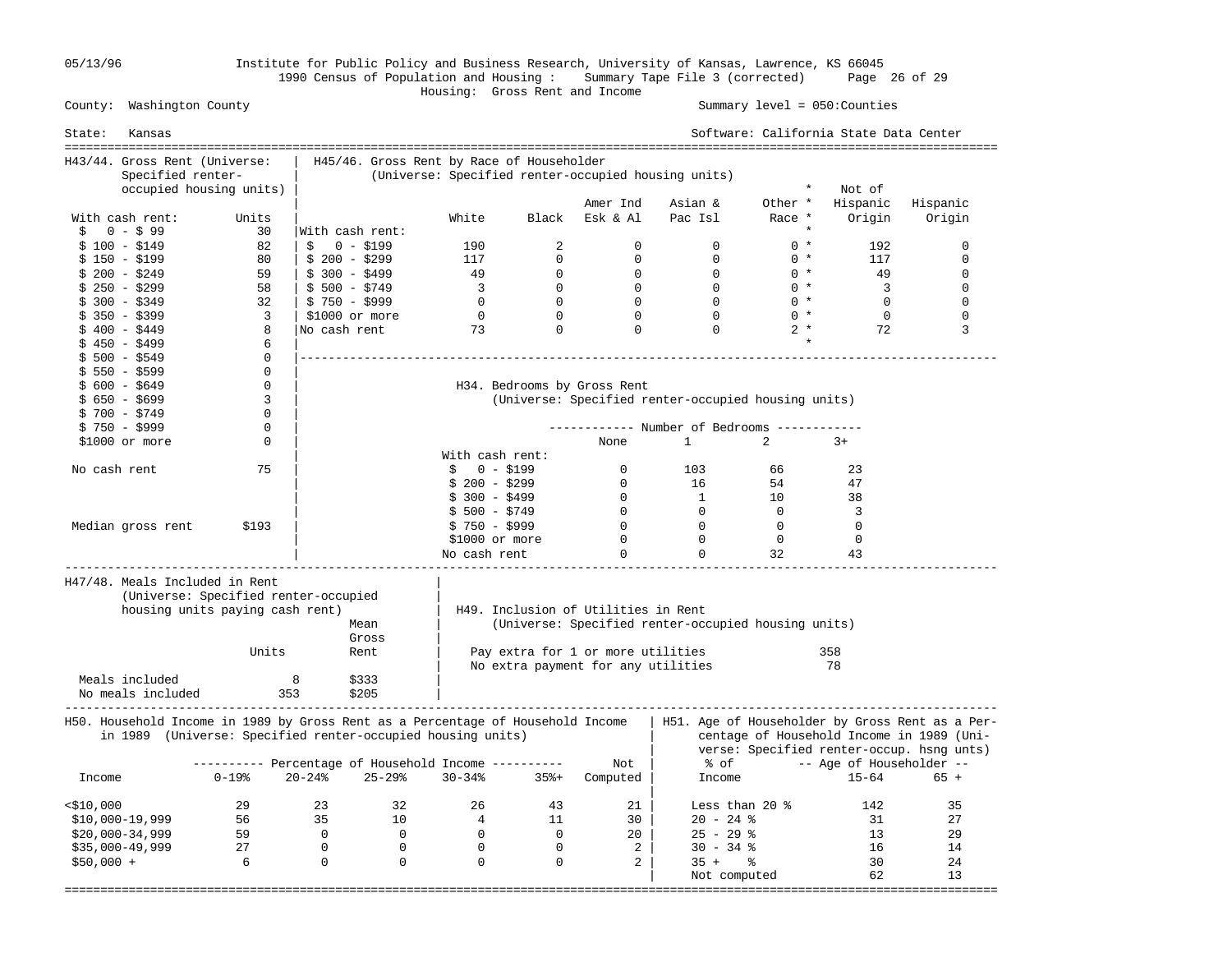County: Washington County | Summary level = 050:Counties

State: Kansas | Software: California State Data Center

Institute for Public Policy and Business Research, University of Kansas, Lawrence, KS 66045
1990 Census of Population and Housing : Summary Tape File 3 (corrected)
Housing: Gross Rent and Income

### H43/44. Gross Rent (Universe: Specified renter-occupied housing units)

| With cash rent: | Units |
|---|---|
| $ 0 - $ 99 | 30 |
| $ 100 - $149 | 82 |
| $ 150 - $199 | 80 |
| $ 200 - $249 | 59 |
| $ 250 - $299 | 58 |
| $ 300 - $349 | 32 |
| $ 350 - $399 | 3 |
| $ 400 - $449 | 8 |
| $ 450 - $499 | 6 |
| $ 500 - $549 | 0 |
| $ 550 - $599 | 0 |
| $ 600 - $649 | 0 |
| $ 650 - $699 | 3 |
| $ 700 - $749 | 0 |
| $ 750 - $999 | 0 |
| $1000 or more | 0 |
| No cash rent | 75 |
| Median gross rent | $193 |

### H45/46. Gross Rent by Race of Householder (Universe: Specified renter-occupied housing units)

| | White | Black | Amer Ind Esk & Al | Asian & Pac Isl | Other Race | Not of Hispanic Origin | Hispanic Origin |
|---|---|---|---|---|---|---|---|
| With cash rent: | | | | | | | |
| $ 0 - $199 | 190 | 2 | 0 | 0 | 0 | 192 | 0 |
| $ 200 - $299 | 117 | 0 | 0 | 0 | 0 | 117 | 0 |
| $ 300 - $499 | 49 | 0 | 0 | 0 | 0 | 49 | 0 |
| $ 500 - $749 | 3 | 0 | 0 | 0 | 0 | 3 | 0 |
| $ 750 - $999 | 0 | 0 | 0 | 0 | 0 | 0 | 0 |
| $1000 or more | 0 | 0 | 0 | 0 | 0 | 0 | 0 |
| No cash rent | 73 | 0 | 0 | 0 | 2 | 72 | 3 |

### H34. Bedrooms by Gross Rent (Universe: Specified renter-occupied housing units)

| | Number of Bedrooms | | | |
|---|---|---|---|---|
| | None | 1 | 2 | 3+ |
| With cash rent: | | | | |
| $ 0 - $199 | 0 | 103 | 66 | 23 |
| $ 200 - $299 | 0 | 16 | 54 | 47 |
| $ 300 - $499 | 0 | 1 | 10 | 38 |
| $ 500 - $749 | 0 | 0 | 0 | 3 |
| $ 750 - $999 | 0 | 0 | 0 | 0 |
| $1000 or more | 0 | 0 | 0 | 0 |
| No cash rent | 0 | 0 | 32 | 43 |

### H47/48. Meals Included in Rent (Universe: Specified renter-occupied housing units paying cash rent)

| | Units | Mean Gross Rent |
|---|---|---|
| Meals included | 8 | $333 |
| No meals included | 353 | $205 |

### H49. Inclusion of Utilities in Rent (Universe: Specified renter-occupied housing units)

| | |
|---|---|
| Pay extra for 1 or more utilities | 358 |
| No extra payment for any utilities | 78 |

### H50. Household Income in 1989 by Gross Rent as a Percentage of Household Income in 1989 (Universe: Specified renter-occupied housing units)

| Income | Percentage of Household Income 0-19% | 20-24% | 25-29% | 30-34% | 35%+ | Not Computed |
|---|---|---|---|---|---|---|
| <$10,000 | 29 | 23 | 32 | 26 | 43 | 21 |
| $10,000-19,999 | 56 | 35 | 10 | 4 | 11 | 30 |
| $20,000-34,999 | 59 | 0 | 0 | 0 | 0 | 20 |
| $35,000-49,999 | 27 | 0 | 0 | 0 | 0 | 2 |
| $50,000 + | 6 | 0 | 0 | 0 | 0 | 2 |

### H51. Age of Householder by Gross Rent as a Percentage of Household Income in 1989 (Universe: Specified renter-occup. hsng unts)

| % of Income | Age of Householder 15-64 | 65 + |
|---|---|---|
| Less than 20 % | 142 | 35 |
| 20 - 24 % | 31 | 27 |
| 25 - 29 % | 13 | 29 |
| 30 - 34 % | 16 | 14 |
| 35 + % | 30 | 24 |
| Not computed | 62 | 13 |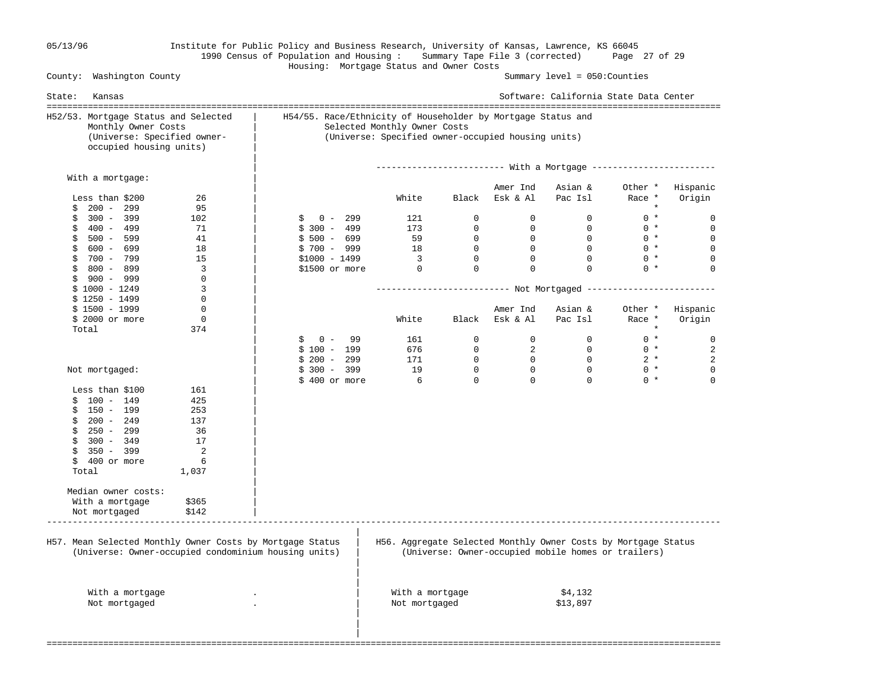05/13/96 Institute for Public Policy and Business Research, University of Kansas, Lawrence, KS 66045

1990 Census of Population and Housing : Summary Tape File 3 (corrected)

Housing: Mortgage Status and Owner Costs

County: Washington County — Summary level = 050:Counties

State: Kansas — Software: California State Data Center

## H52/53. Mortgage Status and Selected Monthly Owner Costs
(Universe: Specified owner-occupied housing units)

| With a mortgage: | |
|---|---|
| Less than $200 | 26 |
| $ 200 - 299 | 95 |
| $ 300 - 399 | 102 |
| $ 400 - 499 | 71 |
| $ 500 - 599 | 41 |
| $ 600 - 699 | 18 |
| $ 700 - 799 | 15 |
| $ 800 - 899 | 3 |
| $ 900 - 999 | 0 |
| $ 1000 - 1249 | 3 |
| $ 1250 - 1499 | 0 |
| $ 1500 - 1999 | 0 |
| $ 2000 or more | 0 |
| Total | 374 |

| Not mortgaged: | |
|---|---|
| Less than $100 | 161 |
| $ 100 - 149 | 425 |
| $ 150 - 199 | 253 |
| $ 200 - 249 | 137 |
| $ 250 - 299 | 36 |
| $ 300 - 349 | 17 |
| $ 350 - 399 | 2 |
| $ 400 or more | 6 |
| Total | 1,037 |

| Median owner costs: | |
|---|---|
| With a mortgage | $365 |
| Not mortgaged | $142 |

## H54/55. Race/Ethnicity of Householder by Mortgage Status and Selected Monthly Owner Costs
(Universe: Specified owner-occupied housing units)

**With a Mortgage**

| | White | Black | Amer Ind Esk & Al | Asian & Pac Isl | Other * Race * | Hispanic Origin |
|---|---|---|---|---|---|---|
| $ 0 - 299 | 121 | 0 | 0 | 0 | 0 * | 0 |
| $ 300 - 499 | 173 | 0 | 0 | 0 | 0 * | 0 |
| $ 500 - 699 | 59 | 0 | 0 | 0 | 0 * | 0 |
| $ 700 - 999 | 18 | 0 | 0 | 0 | 0 * | 0 |
| $1000 - 1499 | 3 | 0 | 0 | 0 | 0 * | 0 |
| $1500 or more | 0 | 0 | 0 | 0 | 0 * | 0 |

**Not Mortgaged**

| | White | Black | Amer Ind Esk & Al | Asian & Pac Isl | Other * Race * | Hispanic Origin |
|---|---|---|---|---|---|---|
| $ 0 - 99 | 161 | 0 | 0 | 0 | 0 * | 0 |
| $ 100 - 199 | 676 | 0 | 2 | 0 | 0 * | 2 |
| $ 200 - 299 | 171 | 0 | 0 | 0 | 2 * | 2 |
| $ 300 - 399 | 19 | 0 | 0 | 0 | 0 * | 0 |
| $ 400 or more | 6 | 0 | 0 | 0 | 0 * | 0 |

## H57. Mean Selected Monthly Owner Costs by Mortgage Status
(Universe: Owner-occupied condominium housing units)

| | |
|---|---|
| With a mortgage | . |
| Not mortgaged | . |

## H56. Aggregate Selected Monthly Owner Costs by Mortgage Status
(Universe: Owner-occupied mobile homes or trailers)

| | |
|---|---|
| With a mortgage | $4,132 |
| Not mortgaged | $13,897 |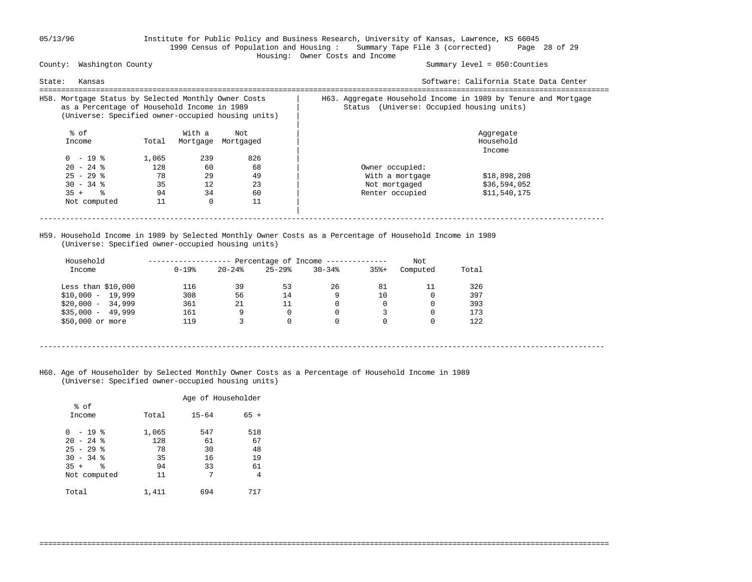05/13/96 Institute for Public Policy and Business Research, University of Kansas, Lawrence, KS 66045
1990 Census of Population and Housing : Summary Tape File 3 (corrected)
Housing: Owner Costs and Income

County: Washington County — Summary level = 050:Counties

State: Kansas — Software: California State Data Center

## H58. Mortgage Status by Selected Monthly Owner Costs as a Percentage of Household Income in 1989
(Universe: Specified owner-occupied housing units)

| % of Income | Total | With a Mortgage | Not Mortgaged |
|---|---|---|---|
| 0 - 19 % | 1,065 | 239 | 826 |
| 20 - 24 % | 128 | 60 | 68 |
| 25 - 29 % | 78 | 29 | 49 |
| 30 - 34 % | 35 | 12 | 23 |
| 35 + % | 94 | 34 | 60 |
| Not computed | 11 | 0 | 11 |

## H63. Aggregate Household Income in 1989 by Tenure and Mortgage Status (Universe: Occupied housing units)

| | Aggregate Household Income |
|---|---|
| Owner occupied: | |
| With a mortgage | $18,898,208 |
| Not mortgaged | $36,594,052 |
| Renter occupied | $11,540,175 |

## H59. Household Income in 1989 by Selected Monthly Owner Costs as a Percentage of Household Income in 1989
(Universe: Specified owner-occupied housing units)

| Household Income | Percentage of Income | | | | | Not Computed | Total |
|---|---|---|---|---|---|---|---|
| | 0-19% | 20-24% | 25-29% | 30-34% | 35%+ | | |
| Less than $10,000 | 116 | 39 | 53 | 26 | 81 | 11 | 326 |
| $10,000 - 19,999 | 308 | 56 | 14 | 9 | 10 | 0 | 397 |
| $20,000 - 34,999 | 361 | 21 | 11 | 0 | 0 | 0 | 393 |
| $35,000 - 49,999 | 161 | 9 | 0 | 0 | 3 | 0 | 173 |
| $50,000 or more | 119 | 3 | 0 | 0 | 0 | 0 | 122 |

## H60. Age of Householder by Selected Monthly Owner Costs as a Percentage of Household Income in 1989
(Universe: Specified owner-occupied housing units)

| % of Income | Total | Age of Householder | |
|---|---|---|---|
| | | 15-64 | 65 + |
| 0 - 19 % | 1,065 | 547 | 518 |
| 20 - 24 % | 128 | 61 | 67 |
| 25 - 29 % | 78 | 30 | 48 |
| 30 - 34 % | 35 | 16 | 19 |
| 35 + % | 94 | 33 | 61 |
| Not computed | 11 | 7 | 4 |
| Total | 1,411 | 694 | 717 |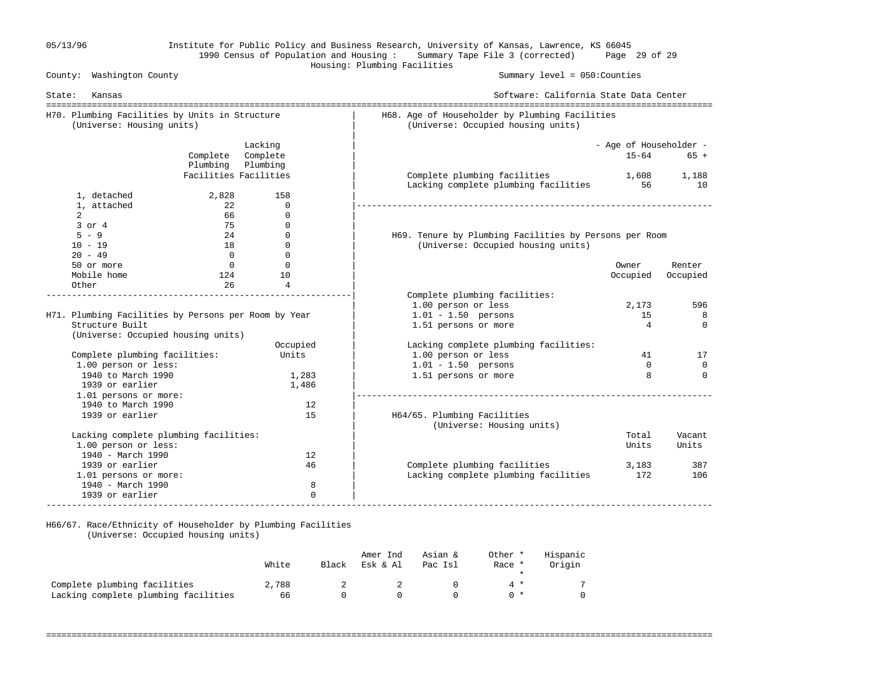05/13/96 Institute for Public Policy and Business Research, University of Kansas, Lawrence, KS 66045
1990 Census of Population and Housing : Summary Tape File 3 (corrected)
Housing: Plumbing Facilities

County: Washington County | Summary level = 050:Counties

State: Kansas | Software: California State Data Center

## H70. Plumbing Facilities by Units in Structure
(Universe: Housing units)

| | Complete Plumbing Facilities | Lacking Complete Plumbing Facilities |
|---|---|---|
| 1, detached | 2,828 | 158 |
| 1, attached | 22 | 0 |
| 2 | 66 | 0 |
| 3 or 4 | 75 | 0 |
| 5 - 9 | 24 | 0 |
| 10 - 19 | 18 | 0 |
| 20 - 49 | 0 | 0 |
| 50 or more | 0 | 0 |
| Mobile home | 124 | 10 |
| Other | 26 | 4 |

## H71. Plumbing Facilities by Persons per Room by Year Structure Built
(Universe: Occupied housing units)

| | Occupied Units |
|---|---|
| Complete plumbing facilities: | |
| 1.00 person or less: | |
| 1940 to March 1990 | 1,283 |
| 1939 or earlier | 1,486 |
| 1.01 persons or more: | |
| 1940 to March 1990 | 12 |
| 1939 or earlier | 15 |
| Lacking complete plumbing facilities: | |
| 1.00 person or less: | |
| 1940 - March 1990 | 12 |
| 1939 or earlier | 46 |
| 1.01 persons or more: | |
| 1940 - March 1990 | 8 |
| 1939 or earlier | 0 |

## H68. Age of Householder by Plumbing Facilities
(Universe: Occupied housing units)

| | - Age of Householder - 15-64 | 65 + |
|---|---|---|
| Complete plumbing facilities | 1,608 | 1,188 |
| Lacking complete plumbing facilities | 56 | 10 |

## H69. Tenure by Plumbing Facilities by Persons per Room
(Universe: Occupied housing units)

| | Owner Occupied | Renter Occupied |
|---|---|---|
| Complete plumbing facilities: | | |
| 1.00 person or less | 2,173 | 596 |
| 1.01 - 1.50 persons | 15 | 8 |
| 1.51 persons or more | 4 | 0 |
| Lacking complete plumbing facilities: | | |
| 1.00 person or less | 41 | 17 |
| 1.01 - 1.50 persons | 0 | 0 |
| 1.51 persons or more | 8 | 0 |

## H64/65. Plumbing Facilities
(Universe: Housing units)

| | Total Units | Vacant Units |
|---|---|---|
| Complete plumbing facilities | 3,183 | 387 |
| Lacking complete plumbing facilities | 172 | 106 |

## H66/67. Race/Ethnicity of Householder by Plumbing Facilities
(Universe: Occupied housing units)

| | White | Black | Amer Ind Esk & Al | Asian & Pac Isl | Other * Race * | Hispanic Origin |
|---|---|---|---|---|---|---|
| Complete plumbing facilities | 2,788 | 2 | 2 | 0 | 4 * | 7 |
| Lacking complete plumbing facilities | 66 | 0 | 0 | 0 | 0 * | 0 |